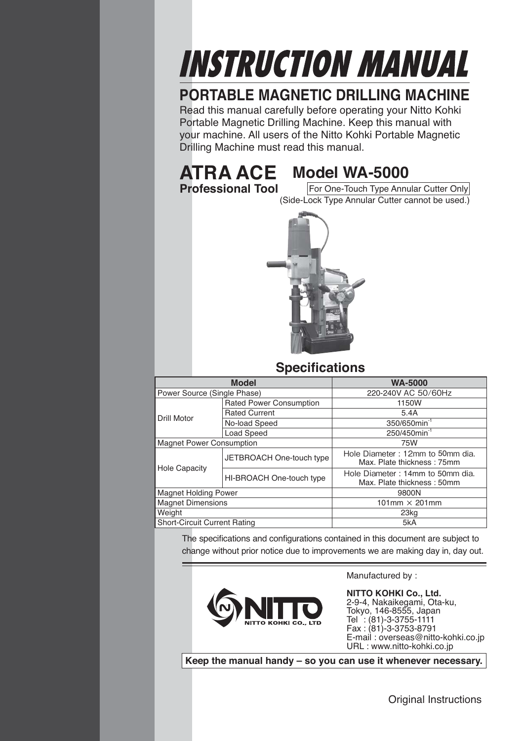# INSTRUCTION MANUAL

## PORTABLE MAGNETIC DRILLING MACHINE

Read this manual carefully before operating your Nitto Kohki Portable Magnetic Drilling Machine. Keep this manual with your machine. All users of the Nitto Kohki Portable Magnetic Drilling Machine must read this manual.

# ATRA ACE Model WA-5000

**Professional Tool**

For One-Touch Type Annular Cutter Only
(Side-Lock Type Annular Cutter cannot be used.)

## Specifications

| Model | | WA-5000 |
|---|---|---|
| Power Source (Single Phase) | | 220-240V AC 50/60Hz |
| Drill Motor | Rated Power Consumption | 1150W |
| | Rated Current | 5.4A |
| | No-load Speed | 350/650min$^{-1}$ |
| | Load Speed | 250/450min$^{-1}$ |
| Magnet Power Consumption | | 75W |
| Hole Capacity | JETBROACH One-touch type | Hole Diameter : 12mm to 50mm dia. Max. Plate thickness : 75mm |
| | HI-BROACH One-touch type | Hole Diameter : 14mm to 50mm dia. Max. Plate thickness : 50mm |
| Magnet Holding Power | | 9800N |
| Magnet Dimensions | | 101mm × 201mm |
| Weight | | 23kg |
| Short-Circuit Current Rating | | 5kA |

The specifications and configurations contained in this document are subject to change without prior notice due to improvements we are making day in, day out.

Manufactured by :

**NITTO KOHKI Co., Ltd.**
2-9-4, Nakaikegami, Ota-ku,
Tokyo, 146-8555, Japan
Tel : (81)-3-3755-1111
Fax : (81)-3-3753-8791
E-mail : overseas@nitto-kohki.co.jp
URL : www.nitto-kohki.co.jp

**Keep the manual handy – so you can use it whenever necessary.**

Original Instructions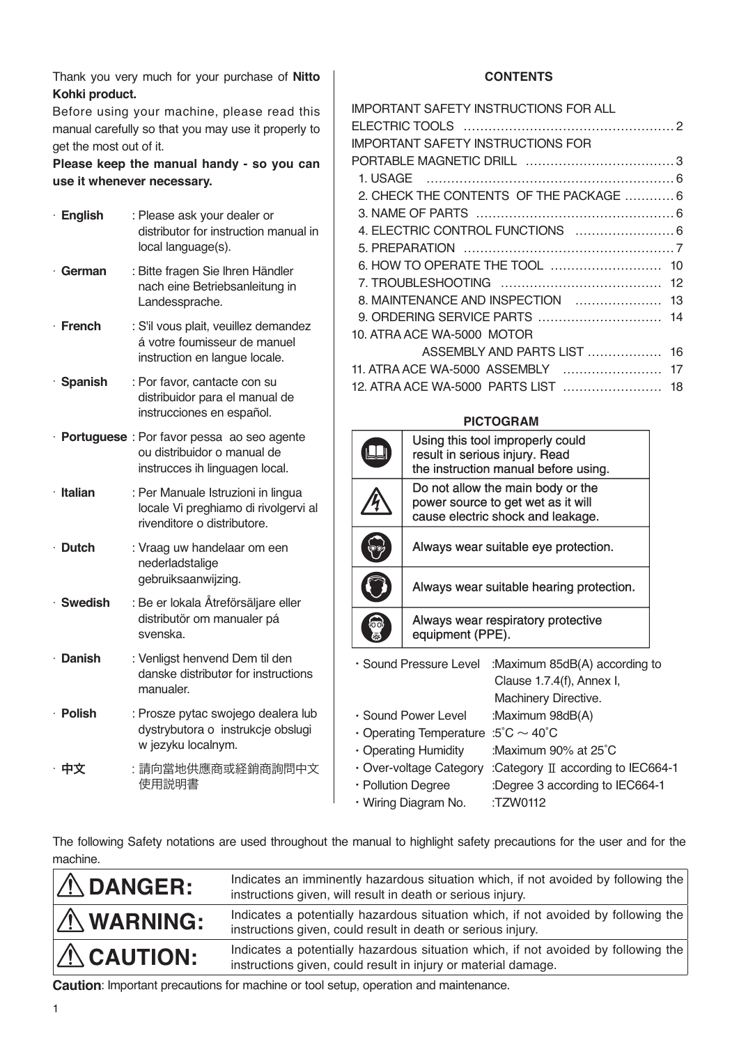Thank you very much for your purchase of **Nitto Kohki product.**

Before using your machine, please read this manual carefully so that you may use it properly to get the most out of it.

**Please keep the manual handy - so you can use it whenever necessary.**

- **English** : Please ask your dealer or distributor for instruction manual in local language(s).
- **German** : Bitte fragen Sie Ihren Händler nach eine Betriebsanleitung in Landessprache.
- **French** : S'il vous plait, veuillez demandez á votre foumisseur de manuel instruction en langue locale.
- **Spanish** : Por favor, cantacte con su distribuidor para el manual de instrucciones en español.
- **Portuguese** : Por favor pessa ao seo agente ou distribuidor o manual de instrucces ih linguagen local.
- **Italian** : Per Manuale Istruzioni in lingua locale Vi preghiamo di rivolgervi al rivenditore o distributore.
- **Dutch** : Vraag uw handelaar om een nederladstalige gebruiksaanwijzing.
- **Swedish** : Be er lokala Åtreförsäljare eller distributör om manualer pá svenska.
- **Danish** : Venligst henvend Dem til den danske distributør for instructions manualer.
- **Polish** : Prosze pytac swojego dealera lub dystrybutora o instrukcje obslugi w jezyku localnym.
- **中文** : 請向當地供應商或経銷商詢問中文使用説明書

## CONTENTS

| | |
|---|---|
| IMPORTANT SAFETY INSTRUCTIONS FOR ALL ELECTRIC TOOLS | 2 |
| IMPORTANT SAFETY INSTRUCTIONS FOR PORTABLE MAGNETIC DRILL | 3 |
| 1. USAGE | 6 |
| 2. CHECK THE CONTENTS OF THE PACKAGE | 6 |
| 3. NAME OF PARTS | 6 |
| 4. ELECTRIC CONTROL FUNCTIONS | 6 |
| 5. PREPARATION | 7 |
| 6. HOW TO OPERATE THE TOOL | 10 |
| 7. TROUBLESHOOTING | 12 |
| 8. MAINTENANCE AND INSPECTION | 13 |
| 9. ORDERING SERVICE PARTS | 14 |
| 10. ATRA ACE WA-5000 MOTOR ASSEMBLY AND PARTS LIST | 16 |
| 11. ATRA ACE WA-5000 ASSEMBLY | 17 |
| 12. ATRA ACE WA-5000 PARTS LIST | 18 |

## PICTOGRAM

| | |
|---|---|
| | Using this tool improperly could result in serious injury. Read the instruction manual before using. |
| | Do not allow the main body or the power source to get wet as it will cause electric shock and leakage. |
| | Always wear suitable eye protection. |
| | Always wear suitable hearing protection. |
| | Always wear respiratory protective equipment (PPE). |

- Sound Pressure Level : Maximum 85dB(A) according to Clause 1.7.4(f), Annex I, Machinery Directive.
- Sound Power Level : Maximum 98dB(A)
- Operating Temperature : 5˚C ～ 40˚C
- Operating Humidity : Maximum 90% at 25˚C
- Over-voltage Category : Category Ⅱ according to IEC664-1
- Pollution Degree : Degree 3 according to IEC664-1
- Wiring Diagram No. : TZW0112

The following Safety notations are used throughout the manual to highlight safety precautions for the user and for the machine.

| | |
|---|---|
| ⚠ **DANGER:** | Indicates an imminently hazardous situation which, if not avoided by following the instructions given, will result in death or serious injury. |
| ⚠ **WARNING:** | Indicates a potentially hazardous situation which, if not avoided by following the instructions given, could result in death or serious injury. |
| ⚠ **CAUTION:** | Indicates a potentially hazardous situation which, if not avoided by following the instructions given, could result in injury or material damage. |

**Caution**: Important precautions for machine or tool setup, operation and maintenance.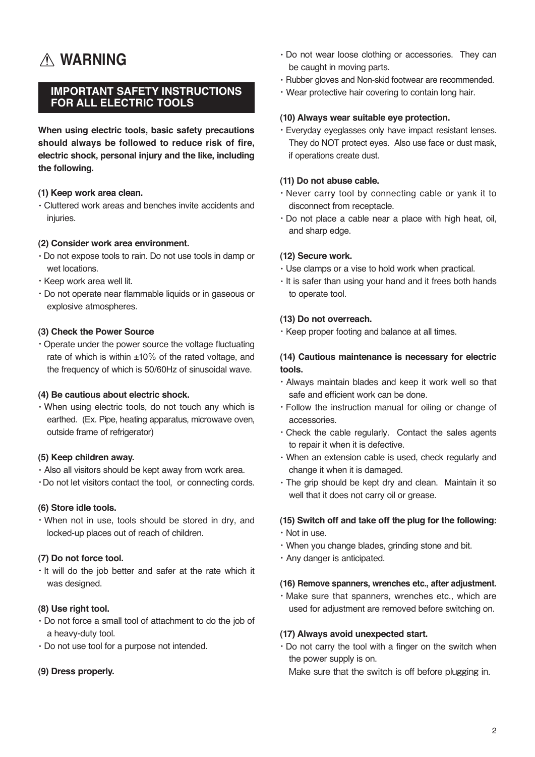# ⚠ WARNING

## IMPORTANT SAFETY INSTRUCTIONS FOR ALL ELECTRIC TOOLS

**When using electric tools, basic safety precautions should always be followed to reduce risk of fire, electric shock, personal injury and the like, including the following.**

**(1) Keep work area clean.**

- Cluttered work areas and benches invite accidents and injuries.

**(2) Consider work area environment.**

- Do not expose tools to rain. Do not use tools in damp or wet locations.
- Keep work area well lit.
- Do not operate near flammable liquids or in gaseous or explosive atmospheres.

**(3) Check the Power Source**

- Operate under the power source the voltage fluctuating rate of which is within ±10% of the rated voltage, and the frequency of which is 50/60Hz of sinusoidal wave.

**(4) Be cautious about electric shock.**

- When using electric tools, do not touch any which is earthed. (Ex. Pipe, heating apparatus, microwave oven, outside frame of refrigerator)

**(5) Keep children away.**

- Also all visitors should be kept away from work area.
- Do not let visitors contact the tool, or connecting cords.

**(6) Store idle tools.**

- When not in use, tools should be stored in dry, and locked-up places out of reach of children.

**(7) Do not force tool.**

- It will do the job better and safer at the rate which it was designed.

**(8) Use right tool.**

- Do not force a small tool of attachment to do the job of a heavy-duty tool.
- Do not use tool for a purpose not intended.

**(9) Dress properly.**

- Do not wear loose clothing or accessories. They can be caught in moving parts.
- Rubber gloves and Non-skid footwear are recommended.
- Wear protective hair covering to contain long hair.

**(10) Always wear suitable eye protection.**

- Everyday eyeglasses only have impact resistant lenses. They do NOT protect eyes. Also use face or dust mask, if operations create dust.

**(11) Do not abuse cable.**

- Never carry tool by connecting cable or yank it to disconnect from receptacle.
- Do not place a cable near a place with high heat, oil, and sharp edge.

**(12) Secure work.**

- Use clamps or a vise to hold work when practical.
- It is safer than using your hand and it frees both hands to operate tool.

**(13) Do not overreach.**

- Keep proper footing and balance at all times.

**(14) Cautious maintenance is necessary for electric tools.**

- Always maintain blades and keep it work well so that safe and efficient work can be done.
- Follow the instruction manual for oiling or change of accessories.
- Check the cable regularly. Contact the sales agents to repair it when it is defective.
- When an extension cable is used, check regularly and change it when it is damaged.
- The grip should be kept dry and clean. Maintain it so well that it does not carry oil or grease.

**(15) Switch off and take off the plug for the following:**

- Not in use.
- When you change blades, grinding stone and bit.
- Any danger is anticipated.

**(16) Remove spanners, wrenches etc., after adjustment.**

- Make sure that spanners, wrenches etc., which are used for adjustment are removed before switching on.

**(17) Always avoid unexpected start.**

- Do not carry the tool with a finger on the switch when the power supply is on.
  Make sure that the switch is off before plugging in.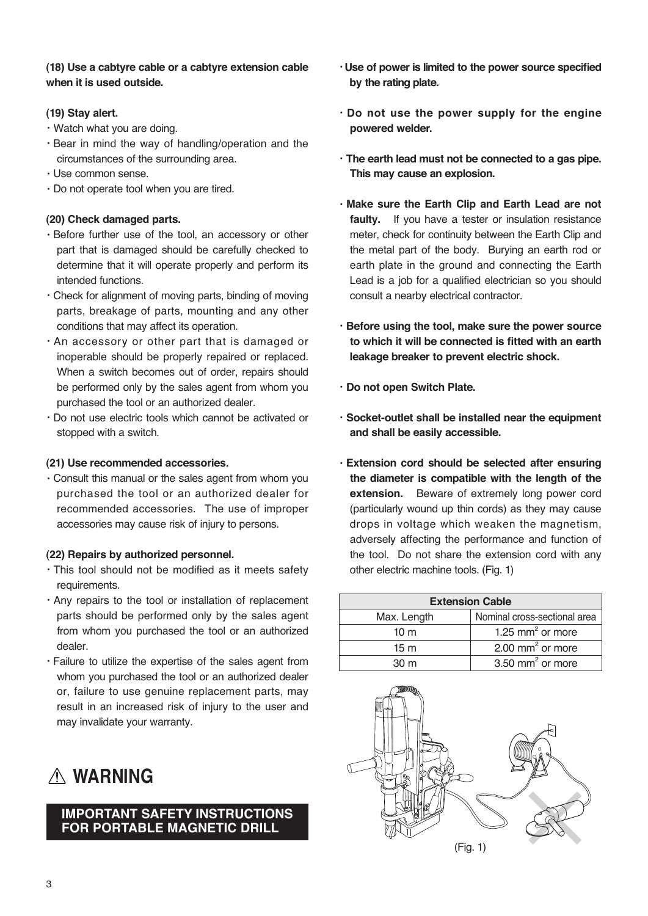**(18) Use a cabtyre cable or a cabtyre extension cable when it is used outside.**

**(19) Stay alert.**

- Watch what you are doing.
- Bear in mind the way of handling/operation and the circumstances of the surrounding area.
- Use common sense.
- Do not operate tool when you are tired.

**(20) Check damaged parts.**

- Before further use of the tool, an accessory or other part that is damaged should be carefully checked to determine that it will operate properly and perform its intended functions.
- Check for alignment of moving parts, binding of moving parts, breakage of parts, mounting and any other conditions that may affect its operation.
- An accessory or other part that is damaged or inoperable should be properly repaired or replaced. When a switch becomes out of order, repairs should be performed only by the sales agent from whom you purchased the tool or an authorized dealer.
- Do not use electric tools which cannot be activated or stopped with a switch.

**(21) Use recommended accessories.**

- Consult this manual or the sales agent from whom you purchased the tool or an authorized dealer for recommended accessories. The use of improper accessories may cause risk of injury to persons.

**(22) Repairs by authorized personnel.**

- This tool should not be modified as it meets safety requirements.
- Any repairs to the tool or installation of replacement parts should be performed only by the sales agent from whom you purchased the tool or an authorized dealer.
- Failure to utilize the expertise of the sales agent from whom you purchased the tool or an authorized dealer or, failure to use genuine replacement parts, may result in an increased risk of injury to the user and may invalidate your warranty.

# ⚠ WARNING

## IMPORTANT SAFETY INSTRUCTIONS FOR PORTABLE MAGNETIC DRILL

- **Use of power is limited to the power source specified by the rating plate.**
- **Do not use the power supply for the engine powered welder.**
- **The earth lead must not be connected to a gas pipe. This may cause an explosion.**
- **Make sure the Earth Clip and Earth Lead are not faulty.** If you have a tester or insulation resistance meter, check for continuity between the Earth Clip and the metal part of the body. Burying an earth rod or earth plate in the ground and connecting the Earth Lead is a job for a qualified electrician so you should consult a nearby electrical contractor.
- **Before using the tool, make sure the power source to which it will be connected is fitted with an earth leakage breaker to prevent electric shock.**
- **Do not open Switch Plate.**
- **Socket-outlet shall be installed near the equipment and shall be easily accessible.**
- **Extension cord should be selected after ensuring the diameter is compatible with the length of the extension.** Beware of extremely long power cord (particularly wound up thin cords) as they may cause drops in voltage which weaken the magnetism, adversely affecting the performance and function of the tool. Do not share the extension cord with any other electric machine tools. (Fig. 1)

| Extension Cable | |
|---|---|
| Max. Length | Nominal cross-sectional area |
| 10 m | 1.25 $mm^2$ or more |
| 15 m | 2.00 $mm^2$ or more |
| 30 m | 3.50 $mm^2$ or more |

(Fig. 1)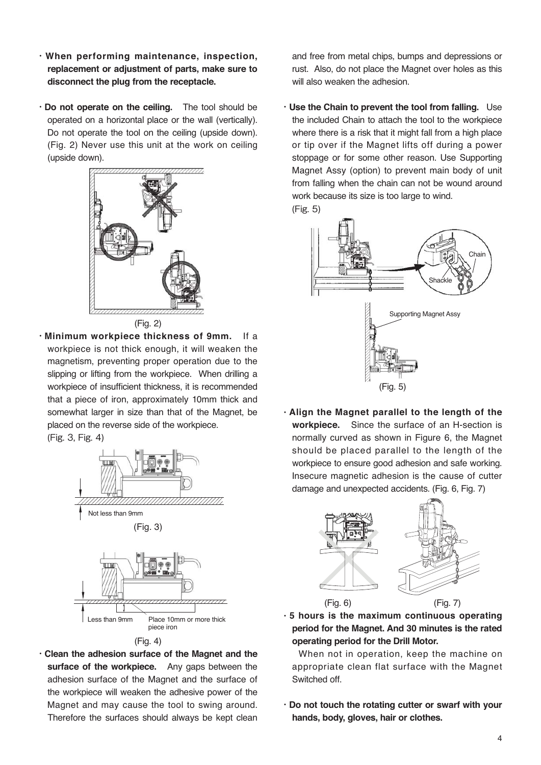- **When performing maintenance, inspection, replacement or adjustment of parts, make sure to disconnect the plug from the receptacle.**

- **Do not operate on the ceiling.** The tool should be operated on a horizontal place or the wall (vertically). Do not operate the tool on the ceiling (upside down). (Fig. 2) Never use this unit at the work on ceiling (upside down).

(Fig. 2)

- **Minimum workpiece thickness of 9mm.** If a workpiece is not thick enough, it will weaken the magnetism, preventing proper operation due to the slipping or lifting from the workpiece. When drilling a workpiece of insufficient thickness, it is recommended that a piece of iron, approximately 10mm thick and somewhat larger in size than that of the Magnet, be placed on the reverse side of the workpiece. (Fig. 3, Fig. 4)

Not less than 9mm

(Fig. 3)

Less than 9mm　Place 10mm or more thick piece iron

(Fig. 4)

- **Clean the adhesion surface of the Magnet and the surface of the workpiece.** Any gaps between the adhesion surface of the Magnet and the surface of the workpiece will weaken the adhesive power of the Magnet and may cause the tool to swing around. Therefore the surfaces should always be kept clean and free from metal chips, bumps and depressions or rust. Also, do not place the Magnet over holes as this will also weaken the adhesion.

- **Use the Chain to prevent the tool from falling.** Use the included Chain to attach the tool to the workpiece where there is a risk that it might fall from a high place or tip over if the Magnet lifts off during a power stoppage or for some other reason. Use Supporting Magnet Assy (option) to prevent main body of unit from falling when the chain can not be wound around work because its size is too large to wind. (Fig. 5)

Chain

Shackle

Supporting Magnet Assy

(Fig. 5)

- **Align the Magnet parallel to the length of the workpiece.** Since the surface of an H-section is normally curved as shown in Figure 6, the Magnet should be placed parallel to the length of the workpiece to ensure good adhesion and safe working. Insecure magnetic adhesion is the cause of cutter damage and unexpected accidents. (Fig. 6, Fig. 7)

(Fig. 6)　(Fig. 7)

- **5 hours is the maximum continuous operating period for the Magnet. And 30 minutes is the rated operating period for the Drill Motor.**

  When not in operation, keep the machine on appropriate clean flat surface with the Magnet Switched off.

- **Do not touch the rotating cutter or swarf with your hands, body, gloves, hair or clothes.**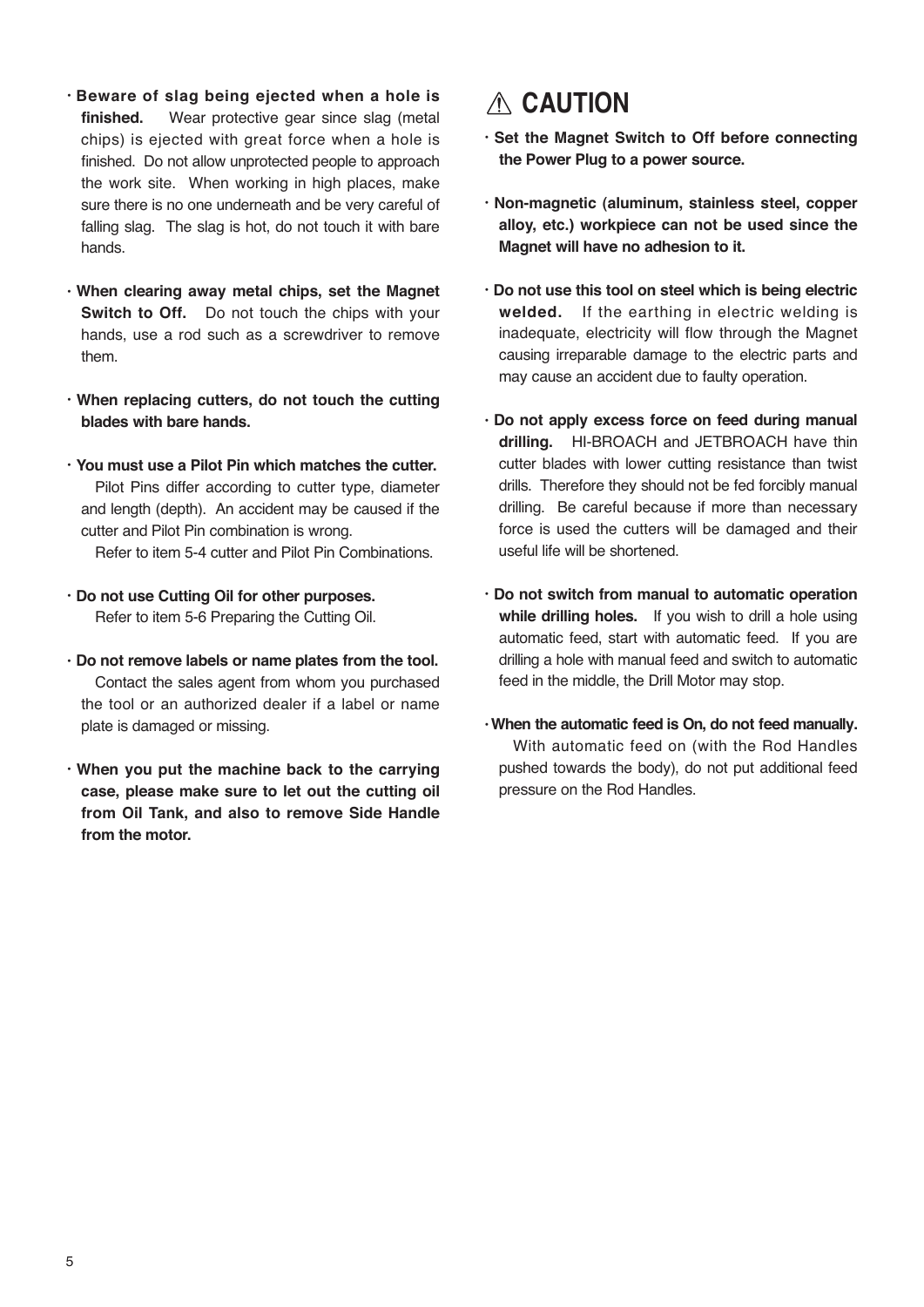- **Beware of slag being ejected when a hole is finished.** Wear protective gear since slag (metal chips) is ejected with great force when a hole is finished. Do not allow unprotected people to approach the work site. When working in high places, make sure there is no one underneath and be very careful of falling slag. The slag is hot, do not touch it with bare hands.

- **When clearing away metal chips, set the Magnet Switch to Off.** Do not touch the chips with your hands, use a rod such as a screwdriver to remove them.

- **When replacing cutters, do not touch the cutting blades with bare hands.**

- **You must use a Pilot Pin which matches the cutter.** Pilot Pins differ according to cutter type, diameter and length (depth). An accident may be caused if the cutter and Pilot Pin combination is wrong.
  Refer to item 5-4 cutter and Pilot Pin Combinations.

- **Do not use Cutting Oil for other purposes.**
  Refer to item 5-6 Preparing the Cutting Oil.

- **Do not remove labels or name plates from the tool.** Contact the sales agent from whom you purchased the tool or an authorized dealer if a label or name plate is damaged or missing.

- **When you put the machine back to the carrying case, please make sure to let out the cutting oil from Oil Tank, and also to remove Side Handle from the motor.**

## ⚠ CAUTION

- **Set the Magnet Switch to Off before connecting the Power Plug to a power source.**

- **Non-magnetic (aluminum, stainless steel, copper alloy, etc.) workpiece can not be used since the Magnet will have no adhesion to it.**

- **Do not use this tool on steel which is being electric welded.** If the earthing in electric welding is inadequate, electricity will flow through the Magnet causing irreparable damage to the electric parts and may cause an accident due to faulty operation.

- **Do not apply excess force on feed during manual drilling.** HI-BROACH and JETBROACH have thin cutter blades with lower cutting resistance than twist drills. Therefore they should not be fed forcibly manual drilling. Be careful because if more than necessary force is used the cutters will be damaged and their useful life will be shortened.

- **Do not switch from manual to automatic operation while drilling holes.** If you wish to drill a hole using automatic feed, start with automatic feed. If you are drilling a hole with manual feed and switch to automatic feed in the middle, the Drill Motor may stop.

- **When the automatic feed is On, do not feed manually.** With automatic feed on (with the Rod Handles pushed towards the body), do not put additional feed pressure on the Rod Handles.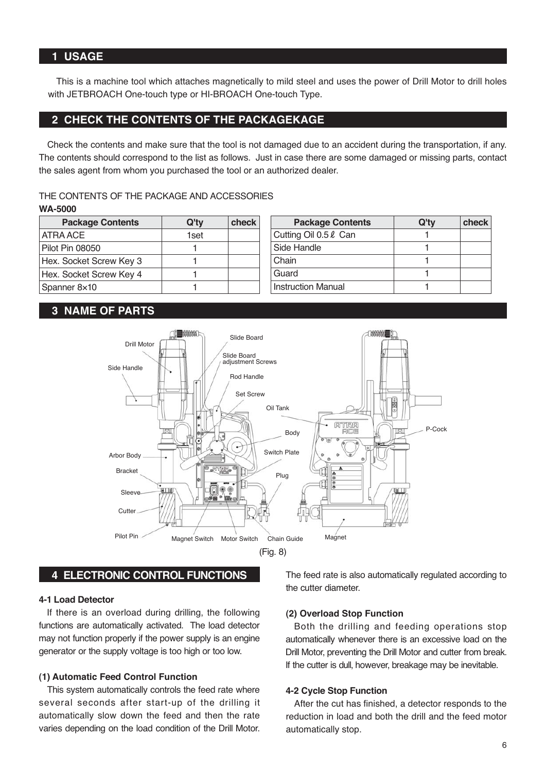## 1 USAGE

This is a machine tool which attaches magnetically to mild steel and uses the power of Drill Motor to drill holes with JETBROACH One-touch type or HI-BROACH One-touch Type.

## 2 CHECK THE CONTENTS OF THE PACKAGEKAGE

Check the contents and make sure that the tool is not damaged due to an accident during the transportation, if any. The contents should correspond to the list as follows. Just in case there are some damaged or missing parts, contact the sales agent from whom you purchased the tool or an authorized dealer.

THE CONTENTS OF THE PACKAGE AND ACCESSORIES

**WA-5000**

| Package Contents | Q'ty | check |
|---|---|---|
| ATRA ACE | 1set | |
| Pilot Pin 08050 | 1 | |
| Hex. Socket Screw Key 3 | 1 | |
| Hex. Socket Screw Key 4 | 1 | |
| Spanner 8×10 | 1 | |

| Package Contents | Q'ty | check |
|---|---|---|
| Cutting Oil 0.5 ℓ Can | 1 | |
| Side Handle | 1 | |
| Chain | 1 | |
| Guard | 1 | |
| Instruction Manual | 1 | |

## 3 NAME OF PARTS

Drill Motor, Side Handle, Slide Board, Slide Board adjustment Screws, Rod Handle, Set Screw, Oil Tank, Body, Switch Plate, Plug, Arbor Body, Bracket, Sleeve, Cutter, Pilot Pin, Magnet Switch, Motor Switch, Chain Guide, Magnet, P-Cock

(Fig. 8)

## 4 ELECTRONIC CONTROL FUNCTIONS

### 4-1 Load Detector

If there is an overload during drilling, the following functions are automatically activated. The load detector may not function properly if the power supply is an engine generator or the supply voltage is too high or too low.

#### (1) Automatic Feed Control Function

This system automatically controls the feed rate where several seconds after start-up of the drilling it automatically slow down the feed and then the rate varies depending on the load condition of the Drill Motor. The feed rate is also automatically regulated according to the cutter diameter.

#### (2) Overload Stop Function

Both the drilling and feeding operations stop automatically whenever there is an excessive load on the Drill Motor, preventing the Drill Motor and cutter from break. If the cutter is dull, however, breakage may be inevitable.

### 4-2 Cycle Stop Function

After the cut has finished, a detector responds to the reduction in load and both the drill and the feed motor automatically stop.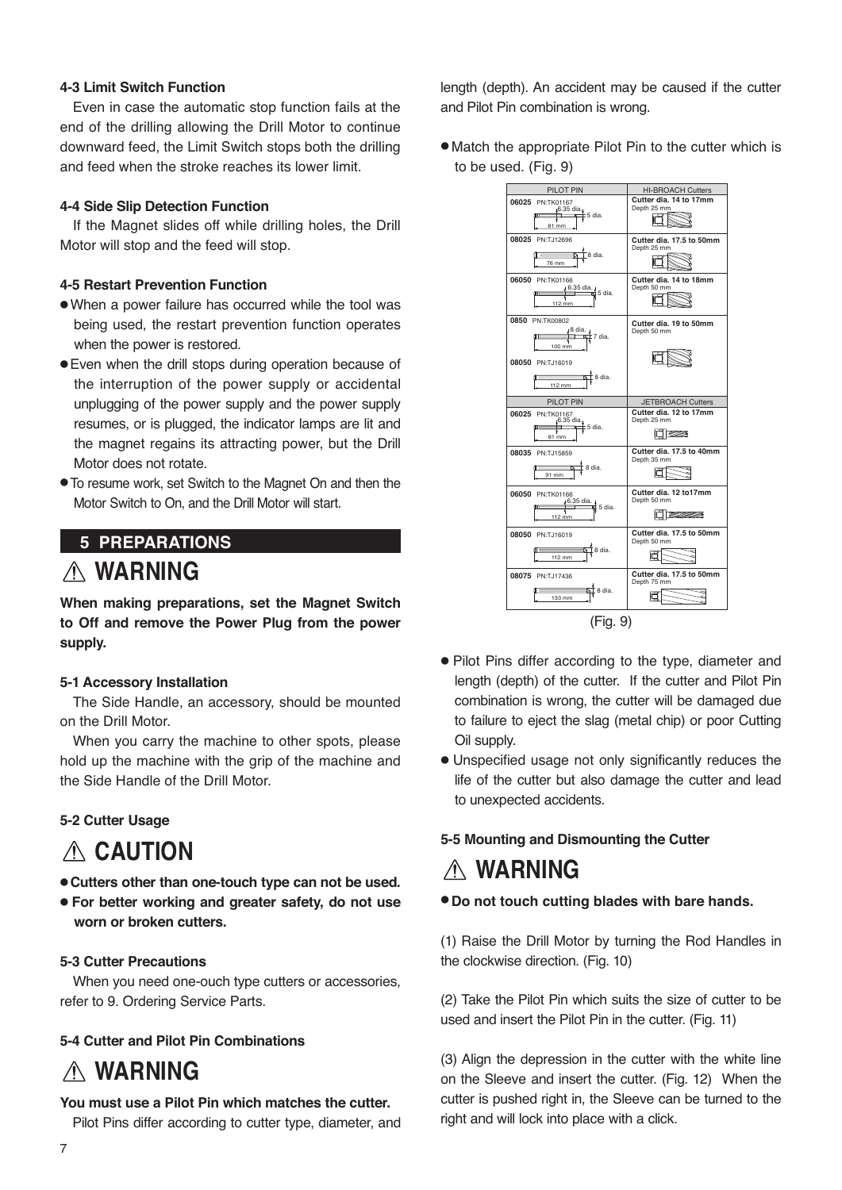### 4-3 Limit Switch Function

Even in case the automatic stop function fails at the end of the drilling allowing the Drill Motor to continue downward feed, the Limit Switch stops both the drilling and feed when the stroke reaches its lower limit.

### 4-4 Side Slip Detection Function

If the Magnet slides off while drilling holes, the Drill Motor will stop and the feed will stop.

### 4-5 Restart Prevention Function

- When a power failure has occurred while the tool was being used, the restart prevention function operates when the power is restored.
- Even when the drill stops during operation because of the interruption of the power supply or accidental unplugging of the power supply and the power supply resumes, or is plugged, the indicator lamps are lit and the magnet regains its attracting power, but the Drill Motor does not rotate.
- To resume work, set Switch to the Magnet On and then the Motor Switch to On, and the Drill Motor will start.

## 5 PREPARATIONS

## ⚠ WARNING

**When making preparations, set the Magnet Switch to Off and remove the Power Plug from the power supply.**

### 5-1 Accessory Installation

The Side Handle, an accessory, should be mounted on the Drill Motor.

When you carry the machine to other spots, please hold up the machine with the grip of the machine and the Side Handle of the Drill Motor.

### 5-2 Cutter Usage

## ⚠ CAUTION

- **Cutters other than one-touch type can not be used.**
- **For better working and greater safety, do not use worn or broken cutters.**

### 5-3 Cutter Precautions

When you need one-ouch type cutters or accessories, refer to 9. Ordering Service Parts.

### 5-4 Cutter and Pilot Pin Combinations

## ⚠ WARNING

**You must use a Pilot Pin which matches the cutter.**

Pilot Pins differ according to cutter type, diameter, and length (depth). An accident may be caused if the cutter and Pilot Pin combination is wrong.

- Match the appropriate Pilot Pin to the cutter which is to be used. (Fig. 9)

| PILOT PIN | HI-BROACH Cutters |
|---|---|
| 06025 PN:TK01167 (6.35 dia., 5 dia., 81 mm) | Cutter dia. 14 to 17mm, Depth 25 mm |
| 08025 PN:TJ12696 (8 dia., 76 mm) | Cutter dia. 17.5 to 50mm, Depth 25 mm |
| 06050 PN:TK01166 (6.35 dia., 5 dia., 112 mm) | Cutter dia. 14 to 18mm, Depth 50 mm |
| 0850 PN:TK00802 (8 dia., 7 dia., 100 mm) / 08050 PN:TJ16019 (8 dia., 112 mm) | Cutter dia. 19 to 50mm, Depth 50 mm |

| PILOT PIN | JETBROACH Cutters |
|---|---|
| 06025 PN:TK01167 (6.35 dia., 5 dia., 81 mm) | Cutter dia. 12 to 17mm, Depth 25 mm |
| 08035 PN:TJ15859 (8 dia., 91 mm) | Cutter dia. 17.5 to 40mm, Depth 35 mm |
| 06050 PN:TK01166 (6.35 dia., 5 dia., 112 mm) | Cutter dia. 12 to17mm, Depth 50 mm |
| 08050 PN:TJ16019 (8 dia., 112 mm) | Cutter dia. 17.5 to 50mm, Depth 50 mm |
| 08075 PN:TJ17436 (8 dia., 133 mm) | Cutter dia. 17.5 to 50mm, Depth 75 mm |

(Fig. 9)

- Pilot Pins differ according to the type, diameter and length (depth) of the cutter. If the cutter and Pilot Pin combination is wrong, the cutter will be damaged due to failure to eject the slag (metal chip) or poor Cutting Oil supply.
- Unspecified usage not only significantly reduces the life of the cutter but also damage the cutter and lead to unexpected accidents.

### 5-5 Mounting and Dismounting the Cutter

## ⚠ WARNING

- **Do not touch cutting blades with bare hands.**

(1) Raise the Drill Motor by turning the Rod Handles in the clockwise direction. (Fig. 10)

(2) Take the Pilot Pin which suits the size of cutter to be used and insert the Pilot Pin in the cutter. (Fig. 11)

(3) Align the depression in the cutter with the white line on the Sleeve and insert the cutter. (Fig. 12) When the cutter is pushed right in, the Sleeve can be turned to the right and will lock into place with a click.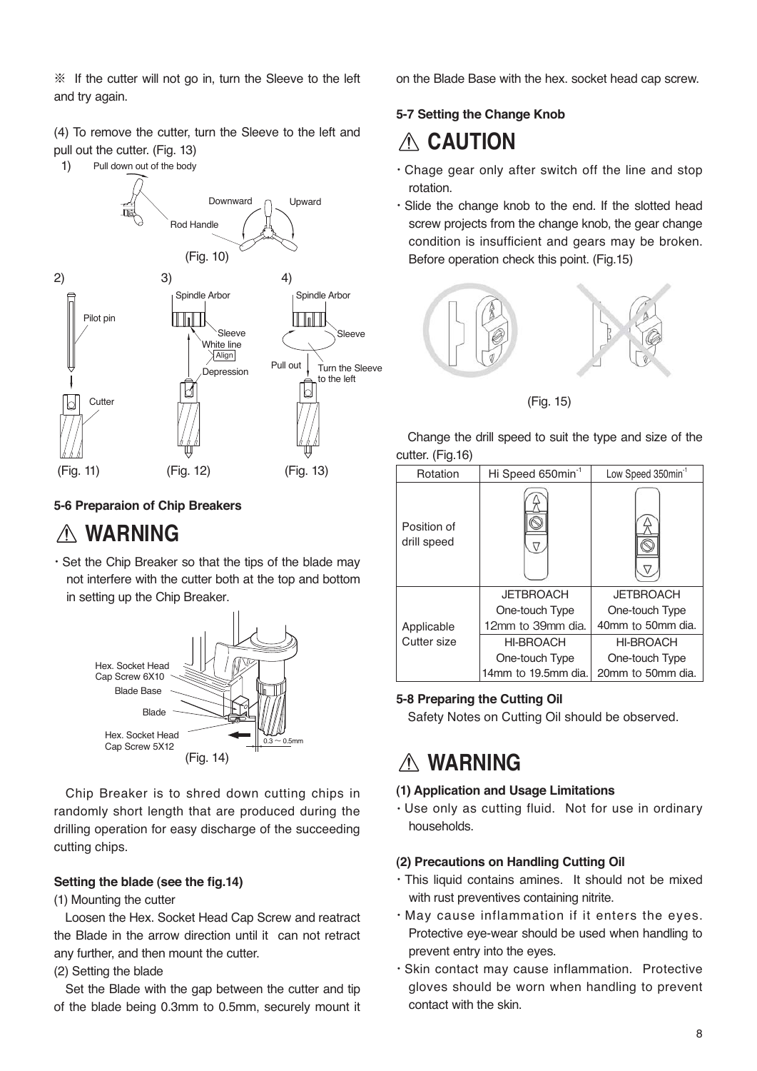※ If the cutter will not go in, turn the Sleeve to the left and try again.

(4) To remove the cutter, turn the Sleeve to the left and pull out the cutter. (Fig. 13)

(Fig. 10)

(Fig. 11) (Fig. 12) (Fig. 13)

### 5-6 Preparaion of Chip Breakers

## ⚠ WARNING

- Set the Chip Breaker so that the tips of the blade may not interfere with the cutter both at the top and bottom in setting up the Chip Breaker.

(Fig. 14)

Chip Breaker is to shred down cutting chips in randomly short length that are produced during the drilling operation for easy discharge of the succeeding cutting chips.

**Setting the blade (see the fig.14)**

(1) Mounting the cutter

Loosen the Hex. Socket Head Cap Screw and reatract the Blade in the arrow direction until it can not retract any further, and then mount the cutter.

(2) Setting the blade

Set the Blade with the gap between the cutter and tip of the blade being 0.3mm to 0.5mm, securely mount it on the Blade Base with the hex. socket head cap screw.

### 5-7 Setting the Change Knob

## ⚠ CAUTION

- Chage gear only after switch off the line and stop rotation.
- Slide the change knob to the end. If the slotted head screw projects from the change knob, the gear change condition is insufficient and gears may be broken. Before operation check this point. (Fig.15)

(Fig. 15)

Change the drill speed to suit the type and size of the cutter. (Fig.16)

| Rotation | Hi Speed 650min$^{-1}$ | Low Speed 350min$^{-1}$ |
|---|---|---|
| Position of drill speed | | |
| Applicable Cutter size | JETBROACH One-touch Type 12mm to 39mm dia. | JETBROACH One-touch Type 40mm to 50mm dia. |
| | HI-BROACH One-touch Type 14mm to 19.5mm dia. | HI-BROACH One-touch Type 20mm to 50mm dia. |

### 5-8 Preparing the Cutting Oil

Safety Notes on Cutting Oil should be observed.

## ⚠ WARNING

**(1) Application and Usage Limitations**

- Use only as cutting fluid. Not for use in ordinary households.

**(2) Precautions on Handling Cutting Oil**

- This liquid contains amines. It should not be mixed with rust preventives containing nitrite.
- May cause inflammation if it enters the eyes. Protective eye-wear should be used when handling to prevent entry into the eyes.
- Skin contact may cause inflammation. Protective gloves should be worn when handling to prevent contact with the skin.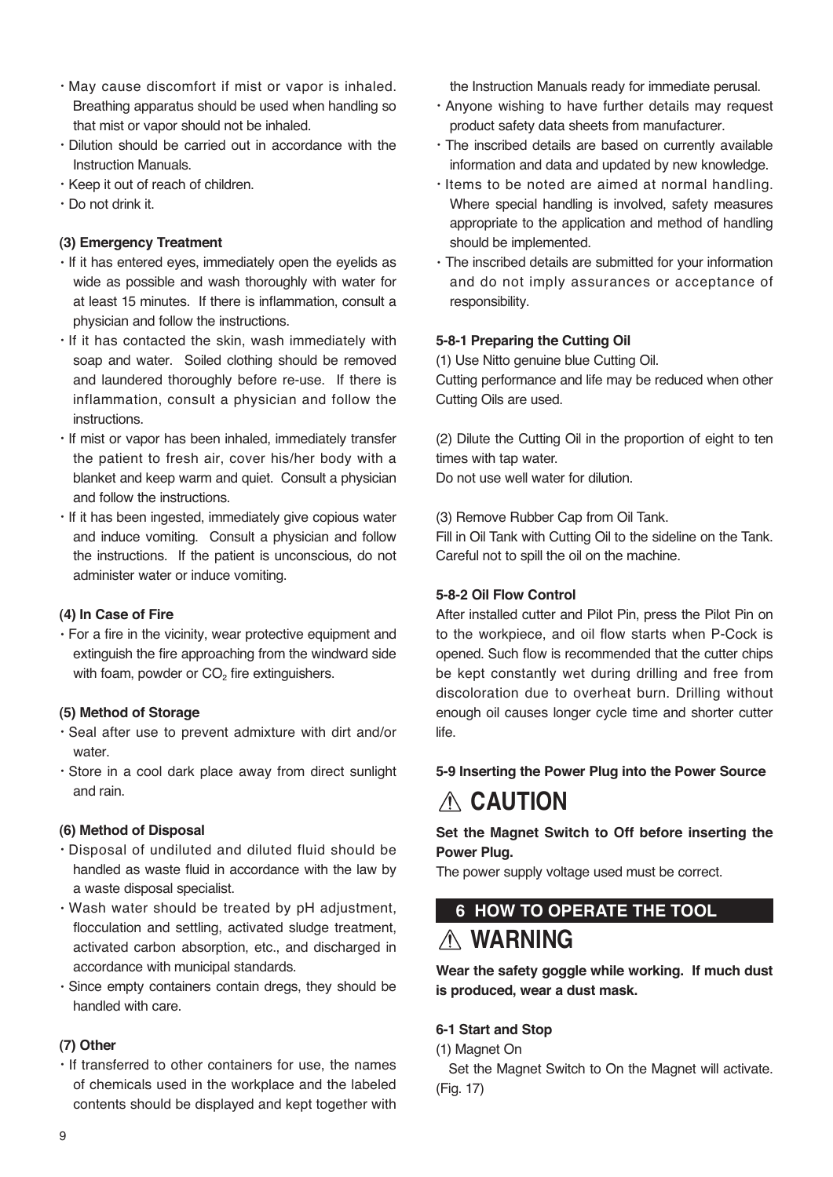- May cause discomfort if mist or vapor is inhaled. Breathing apparatus should be used when handling so that mist or vapor should not be inhaled.
- Dilution should be carried out in accordance with the Instruction Manuals.
- Keep it out of reach of children.
- Do not drink it.

**(3) Emergency Treatment**

- If it has entered eyes, immediately open the eyelids as wide as possible and wash thoroughly with water for at least 15 minutes. If there is inflammation, consult a physician and follow the instructions.
- If it has contacted the skin, wash immediately with soap and water. Soiled clothing should be removed and laundered thoroughly before re-use. If there is inflammation, consult a physician and follow the instructions.
- If mist or vapor has been inhaled, immediately transfer the patient to fresh air, cover his/her body with a blanket and keep warm and quiet. Consult a physician and follow the instructions.
- If it has been ingested, immediately give copious water and induce vomiting. Consult a physician and follow the instructions. If the patient is unconscious, do not administer water or induce vomiting.

**(4) In Case of Fire**

- For a fire in the vicinity, wear protective equipment and extinguish the fire approaching from the windward side with foam, powder or $CO_2$ fire extinguishers.

**(5) Method of Storage**

- Seal after use to prevent admixture with dirt and/or water.
- Store in a cool dark place away from direct sunlight and rain.

**(6) Method of Disposal**

- Disposal of undiluted and diluted fluid should be handled as waste fluid in accordance with the law by a waste disposal specialist.
- Wash water should be treated by pH adjustment, flocculation and settling, activated sludge treatment, activated carbon absorption, etc., and discharged in accordance with municipal standards.
- Since empty containers contain dregs, they should be handled with care.

**(7) Other**

- If transferred to other containers for use, the names of chemicals used in the workplace and the labeled contents should be displayed and kept together with the Instruction Manuals ready for immediate perusal.
- Anyone wishing to have further details may request product safety data sheets from manufacturer.
- The inscribed details are based on currently available information and data and updated by new knowledge.
- Items to be noted are aimed at normal handling. Where special handling is involved, safety measures appropriate to the application and method of handling should be implemented.
- The inscribed details are submitted for your information and do not imply assurances or acceptance of responsibility.

**5-8-1 Preparing the Cutting Oil**

(1) Use Nitto genuine blue Cutting Oil.
Cutting performance and life may be reduced when other Cutting Oils are used.

(2) Dilute the Cutting Oil in the proportion of eight to ten times with tap water.
Do not use well water for dilution.

(3) Remove Rubber Cap from Oil Tank.
Fill in Oil Tank with Cutting Oil to the sideline on the Tank. Careful not to spill the oil on the machine.

**5-8-2 Oil Flow Control**

After installed cutter and Pilot Pin, press the Pilot Pin on to the workpiece, and oil flow starts when P-Cock is opened. Such flow is recommended that the cutter chips be kept constantly wet during drilling and free from discoloration due to overheat burn. Drilling without enough oil causes longer cycle time and shorter cutter life.

**5-9 Inserting the Power Plug into the Power Source**

# ⚠ CAUTION

**Set the Magnet Switch to Off before inserting the Power Plug.**

The power supply voltage used must be correct.

## 6 HOW TO OPERATE THE TOOL

# ⚠ WARNING

**Wear the safety goggle while working. If much dust is produced, wear a dust mask.**

**6-1 Start and Stop**

(1) Magnet On

Set the Magnet Switch to On the Magnet will activate. (Fig. 17)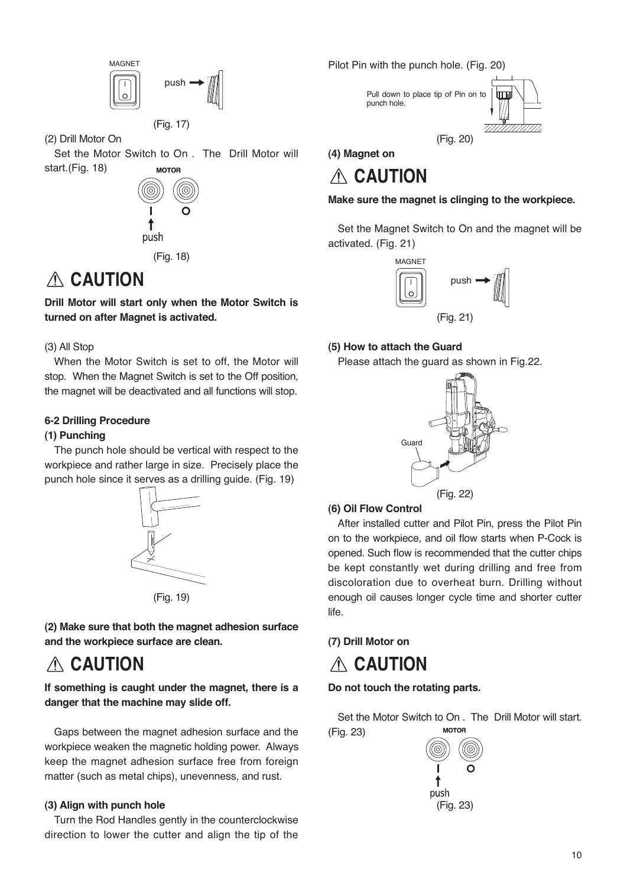(Fig. 17)

(2) Drill Motor On

Set the Motor Switch to On . The Drill Motor will start.(Fig. 18)

(Fig. 18)

## ⚠ CAUTION

**Drill Motor will start only when the Motor Switch is turned on after Magnet is activated.**

(3) All Stop

When the Motor Switch is set to off, the Motor will stop. When the Magnet Switch is set to the Off position, the magnet will be deactivated and all functions will stop.

### 6-2 Drilling Procedure

**(1) Punching**

The punch hole should be vertical with respect to the workpiece and rather large in size. Precisely place the punch hole since it serves as a drilling guide. (Fig. 19)

(Fig. 19)

**(2) Make sure that both the magnet adhesion surface and the workpiece surface are clean.**

## ⚠ CAUTION

**If something is caught under the magnet, there is a danger that the machine may slide off.**

Gaps between the magnet adhesion surface and the workpiece weaken the magnetic holding power. Always keep the magnet adhesion surface free from foreign matter (such as metal chips), unevenness, and rust.

**(3) Align with punch hole**

Turn the Rod Handles gently in the counterclockwise direction to lower the cutter and align the tip of the Pilot Pin with the punch hole. (Fig. 20)

Pull down to place tip of Pin on to punch hole.

(Fig. 20)

**(4) Magnet on**

## ⚠ CAUTION

**Make sure the magnet is clinging to the workpiece.**

Set the Magnet Switch to On and the magnet will be activated. (Fig. 21)

(Fig. 21)

**(5) How to attach the Guard**

Please attach the guard as shown in Fig.22.

(Fig. 22)

**(6) Oil Flow Control**

After installed cutter and Pilot Pin, press the Pilot Pin on to the workpiece, and oil flow starts when P-Cock is opened. Such flow is recommended that the cutter chips be kept constantly wet during drilling and free from discoloration due to overheat burn. Drilling without enough oil causes longer cycle time and shorter cutter life.

**(7) Drill Motor on**

## ⚠ CAUTION

**Do not touch the rotating parts.**

Set the Motor Switch to On . The Drill Motor will start. (Fig. 23)

(Fig. 23)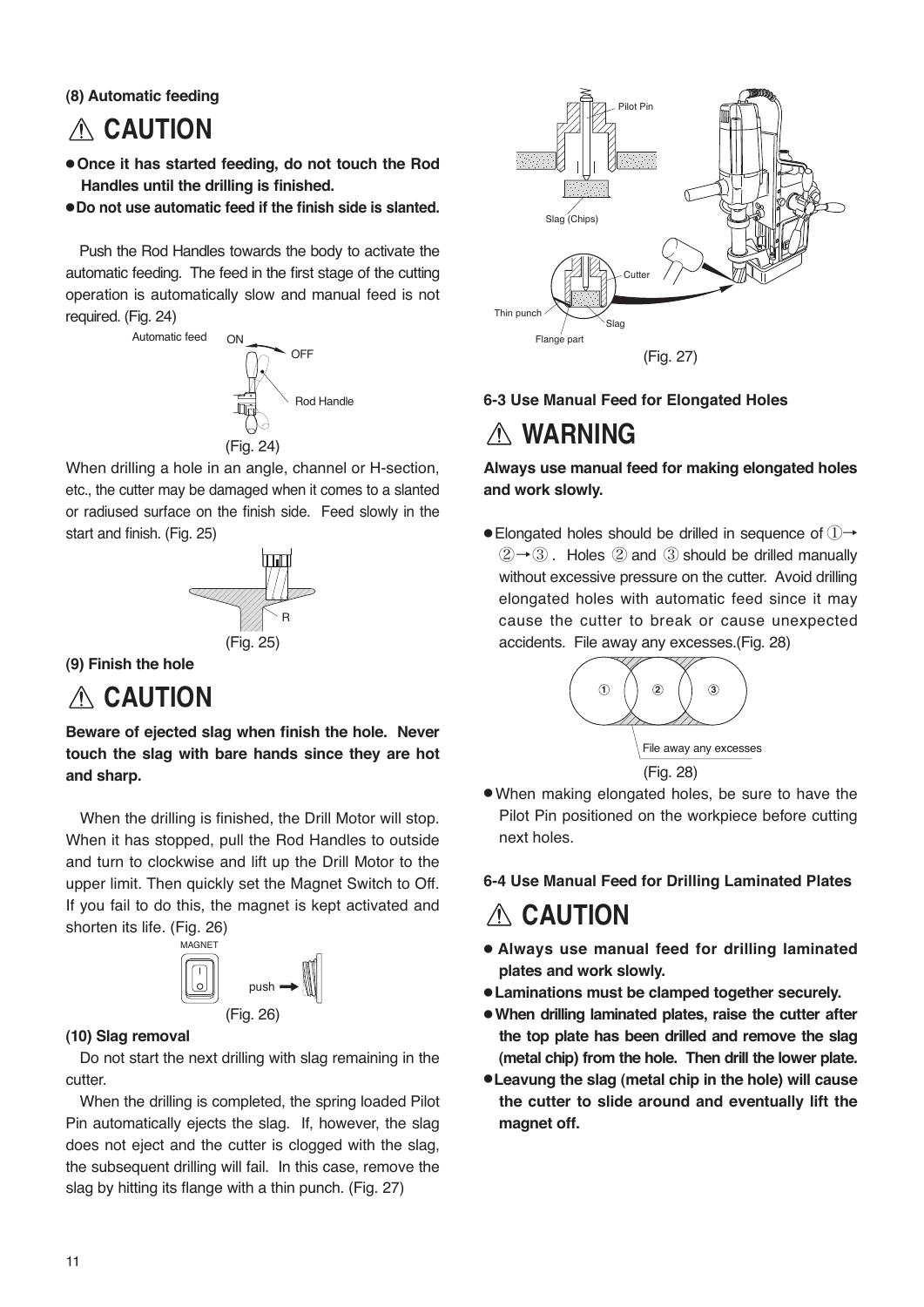### (8) Automatic feeding

## ⚠ CAUTION

- **Once it has started feeding, do not touch the Rod Handles until the drilling is finished.**
- **Do not use automatic feed if the finish side is slanted.**

Push the Rod Handles towards the body to activate the automatic feeding. The feed in the first stage of the cutting operation is automatically slow and manual feed is not required. (Fig. 24)

Automatic feed ON OFF

Rod Handle

(Fig. 24)

When drilling a hole in an angle, channel or H-section, etc., the cutter may be damaged when it comes to a slanted or radiused surface on the finish side. Feed slowly in the start and finish. (Fig. 25)

R

(Fig. 25)

### (9) Finish the hole

## ⚠ CAUTION

**Beware of ejected slag when finish the hole. Never touch the slag with bare hands since they are hot and sharp.**

When the drilling is finished, the Drill Motor will stop. When it has stopped, pull the Rod Handles to outside and turn to clockwise and lift up the Drill Motor to the upper limit. Then quickly set the Magnet Switch to Off. If you fail to do this, the magnet is kept activated and shorten its life. (Fig. 26)

MAGNET

push

(Fig. 26)

### (10) Slag removal

Do not start the next drilling with slag remaining in the cutter.

When the drilling is completed, the spring loaded Pilot Pin automatically ejects the slag. If, however, the slag does not eject and the cutter is clogged with the slag, the subsequent drilling will fail. In this case, remove the slag by hitting its flange with a thin punch. (Fig. 27)

Pilot Pin

Slag (Chips)

Cutter

Thin punch

Slag

Flange part

(Fig. 27)

### 6-3 Use Manual Feed for Elongated Holes

## ⚠ WARNING

**Always use manual feed for making elongated holes and work slowly.**

- Elongated holes should be drilled in sequence of ①→②→③. Holes ② and ③ should be drilled manually without excessive pressure on the cutter. Avoid drilling elongated holes with automatic feed since it may cause the cutter to break or cause unexpected accidents. File away any excesses.(Fig. 28)

① ② ③

File away any excesses

(Fig. 28)

- When making elongated holes, be sure to have the Pilot Pin positioned on the workpiece before cutting next holes.

### 6-4 Use Manual Feed for Drilling Laminated Plates

## ⚠ CAUTION

- **Always use manual feed for drilling laminated plates and work slowly.**
- **Laminations must be clamped together securely.**
- **When drilling laminated plates, raise the cutter after the top plate has been drilled and remove the slag (metal chip) from the hole. Then drill the lower plate.**
- **Leavung the slag (metal chip in the hole) will cause the cutter to slide around and eventually lift the magnet off.**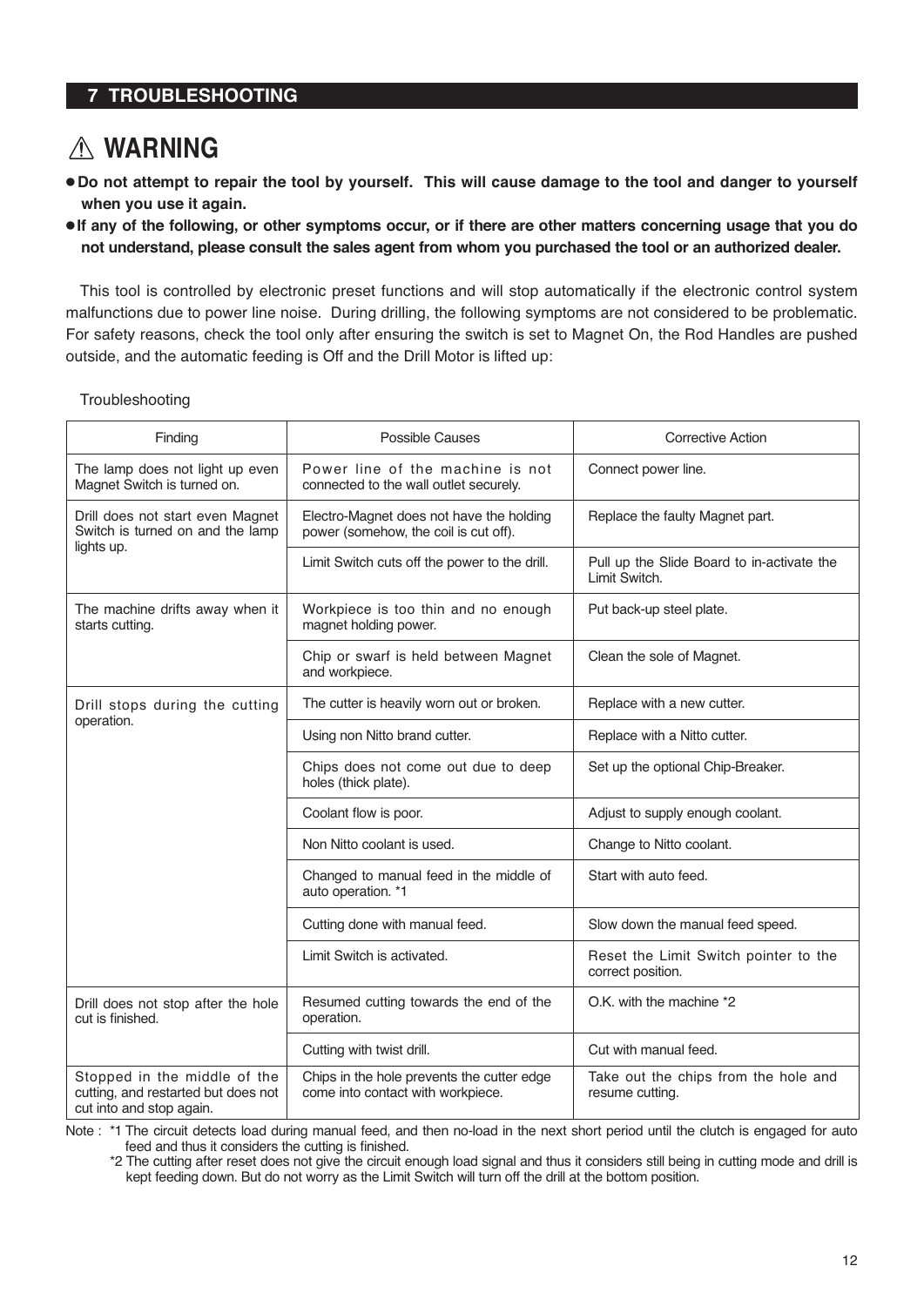## 7 TROUBLESHOOTING

### ⚠ WARNING

- **Do not attempt to repair the tool by yourself. This will cause damage to the tool and danger to yourself when you use it again.**
- **If any of the following, or other symptoms occur, or if there are other matters concerning usage that you do not understand, please consult the sales agent from whom you purchased the tool or an authorized dealer.**

This tool is controlled by electronic preset functions and will stop automatically if the electronic control system malfunctions due to power line noise. During drilling, the following symptoms are not considered to be problematic. For safety reasons, check the tool only after ensuring the switch is set to Magnet On, the Rod Handles are pushed outside, and the automatic feeding is Off and the Drill Motor is lifted up:

Troubleshooting

| Finding | Possible Causes | Corrective Action |
|---|---|---|
| The lamp does not light up even Magnet Switch is turned on. | Power line of the machine is not connected to the wall outlet securely. | Connect power line. |
| Drill does not start even Magnet Switch is turned on and the lamp lights up. | Electro-Magnet does not have the holding power (somehow, the coil is cut off). | Replace the faulty Magnet part. |
| | Limit Switch cuts off the power to the drill. | Pull up the Slide Board to in-activate the Limit Switch. |
| The machine drifts away when it starts cutting. | Workpiece is too thin and no enough magnet holding power. | Put back-up steel plate. |
| | Chip or swarf is held between Magnet and workpiece. | Clean the sole of Magnet. |
| Drill stops during the cutting operation. | The cutter is heavily worn out or broken. | Replace with a new cutter. |
| | Using non Nitto brand cutter. | Replace with a Nitto cutter. |
| | Chips does not come out due to deep holes (thick plate). | Set up the optional Chip-Breaker. |
| | Coolant flow is poor. | Adjust to supply enough coolant. |
| | Non Nitto coolant is used. | Change to Nitto coolant. |
| | Changed to manual feed in the middle of auto operation. *1 | Start with auto feed. |
| | Cutting done with manual feed. | Slow down the manual feed speed. |
| | Limit Switch is activated. | Reset the Limit Switch pointer to the correct position. |
| Drill does not stop after the hole cut is finished. | Resumed cutting towards the end of the operation. | O.K. with the machine *2 |
| | Cutting with twist drill. | Cut with manual feed. |
| Stopped in the middle of the cutting, and restarted but does not cut into and stop again. | Chips in the hole prevents the cutter edge come into contact with workpiece. | Take out the chips from the hole and resume cutting. |

Note : *1 The circuit detects load during manual feed, and then no-load in the next short period until the clutch is engaged for auto feed and thus it considers the cutting is finished.

*2 The cutting after reset does not give the circuit enough load signal and thus it considers still being in cutting mode and drill is kept feeding down. But do not worry as the Limit Switch will turn off the drill at the bottom position.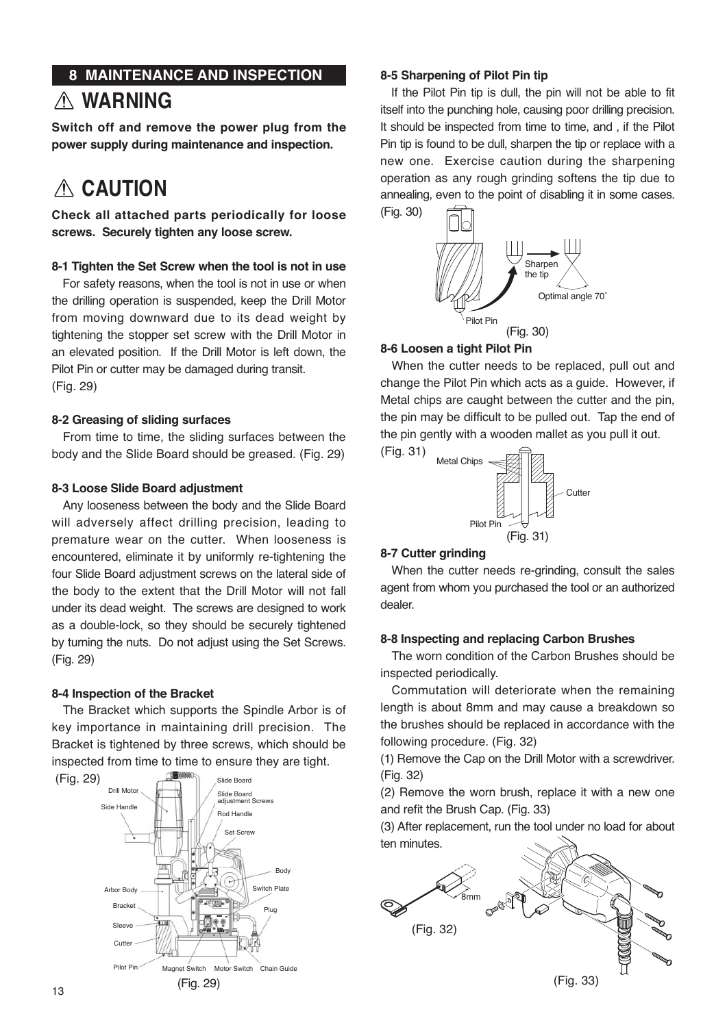## 8 MAINTENANCE AND INSPECTION

## ⚠ WARNING

**Switch off and remove the power plug from the power supply during maintenance and inspection.**

## ⚠ CAUTION

**Check all attached parts periodically for loose screws. Securely tighten any loose screw.**

### 8-1 Tighten the Set Screw when the tool is not in use

For safety reasons, when the tool is not in use or when the drilling operation is suspended, keep the Drill Motor from moving downward due to its dead weight by tightening the stopper set screw with the Drill Motor in an elevated position. If the Drill Motor is left down, the Pilot Pin or cutter may be damaged during transit. (Fig. 29)

### 8-2 Greasing of sliding surfaces

From time to time, the sliding surfaces between the body and the Slide Board should be greased. (Fig. 29)

### 8-3 Loose Slide Board adjustment

Any looseness between the body and the Slide Board will adversely affect drilling precision, leading to premature wear on the cutter. When looseness is encountered, eliminate it by uniformly re-tightening the four Slide Board adjustment screws on the lateral side of the body to the extent that the Drill Motor will not fall under its dead weight. The screws are designed to work as a double-lock, so they should be securely tightened by turning the nuts. Do not adjust using the Set Screws. (Fig. 29)

### 8-4 Inspection of the Bracket

The Bracket which supports the Spindle Arbor is of key importance in maintaining drill precision. The Bracket is tightened by three screws, which should be inspected from time to time to ensure they are tight. (Fig. 29)

Drill Motor, Side Handle, Slide Board, Slide Board adjustment Screws, Rod Handle, Set Screw, Body, Switch Plate, Plug, Arbor Body, Bracket, Sleeve, Cutter, Pilot Pin, Magnet Switch, Motor Switch, Chain Guide

(Fig. 29)

### 8-5 Sharpening of Pilot Pin tip

If the Pilot Pin tip is dull, the pin will not be able to fit itself into the punching hole, causing poor drilling precision. It should be inspected from time to time, and , if the Pilot Pin tip is found to be dull, sharpen the tip or replace with a new one. Exercise caution during the sharpening operation as any rough grinding softens the tip due to annealing, even to the point of disabling it in some cases. (Fig. 30)

Sharpen the tip, Optimal angle 70˚, Pilot Pin

(Fig. 30)

### 8-6 Loosen a tight Pilot Pin

When the cutter needs to be replaced, pull out and change the Pilot Pin which acts as a guide. However, if Metal chips are caught between the cutter and the pin, the pin may be difficult to be pulled out. Tap the end of the pin gently with a wooden mallet as you pull it out. (Fig. 31)

Metal Chips, Cutter, Pilot Pin

(Fig. 31)

### 8-7 Cutter grinding

When the cutter needs re-grinding, consult the sales agent from whom you purchased the tool or an authorized dealer.

### 8-8 Inspecting and replacing Carbon Brushes

The worn condition of the Carbon Brushes should be inspected periodically.

Commutation will deteriorate when the remaining length is about 8mm and may cause a breakdown so the brushes should be replaced in accordance with the following procedure. (Fig. 32)

(1) Remove the Cap on the Drill Motor with a screwdriver. (Fig. 32)

(2) Remove the worn brush, replace it with a new one and refit the Brush Cap. (Fig. 33)

(3) After replacement, run the tool under no load for about ten minutes.

8mm

(Fig. 32)

(Fig. 33)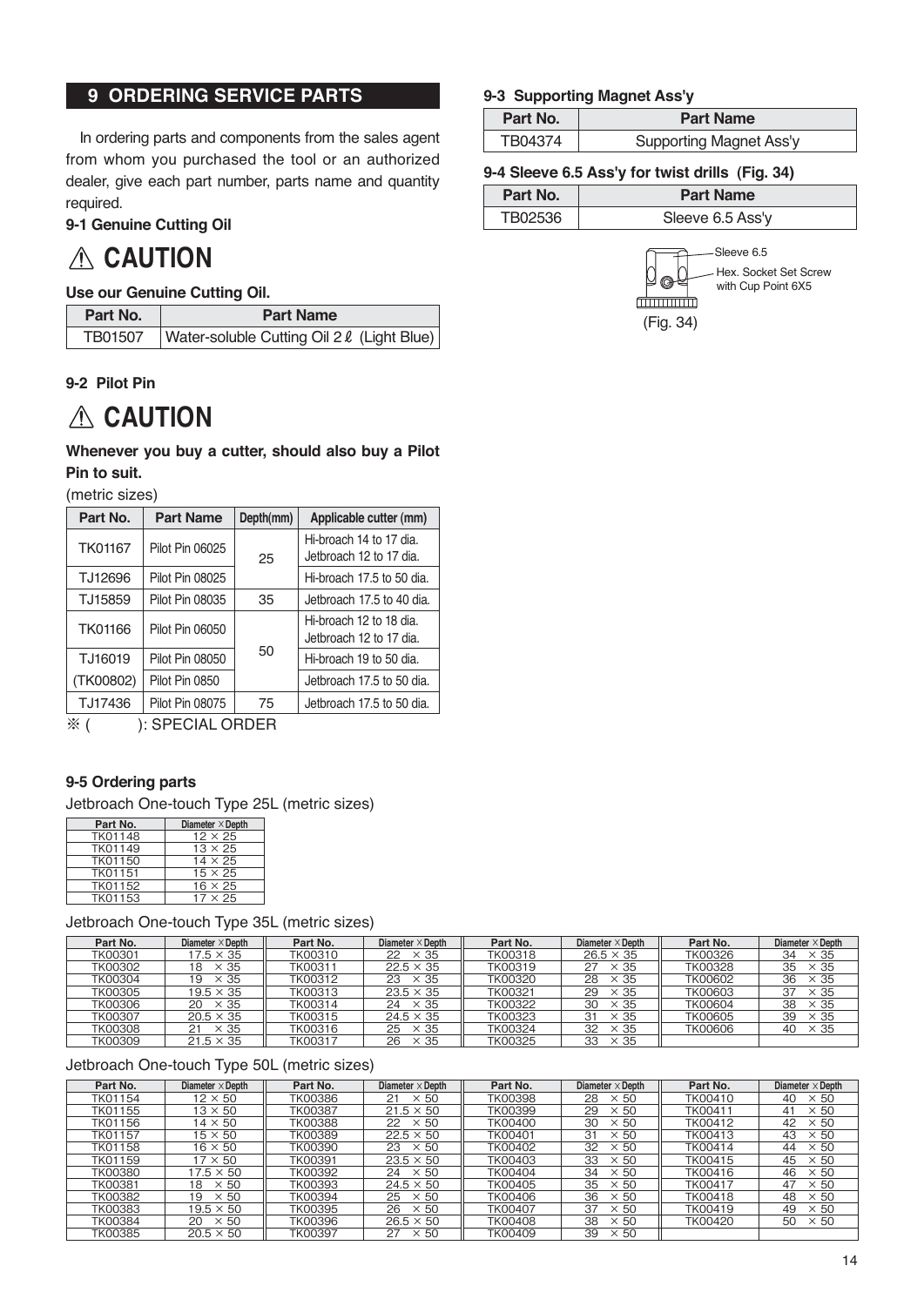## 9 ORDERING SERVICE PARTS

In ordering parts and components from the sales agent from whom you purchased the tool or an authorized dealer, give each part number, parts name and quantity required.

### 9-1 Genuine Cutting Oil

**⚠ CAUTION**

**Use our Genuine Cutting Oil.**

| Part No. | Part Name |
|---|---|
| TB01507 | Water-soluble Cutting Oil 2ℓ (Light Blue) |

### 9-2 Pilot Pin

**⚠ CAUTION**

**Whenever you buy a cutter, should also buy a Pilot Pin to suit.**

(metric sizes)

| Part No. | Part Name | Depth(mm) | Applicable cutter (mm) |
|---|---|---|---|
| TK01167 | Pilot Pin 06025 | 25 | Hi-broach 14 to 17 dia. Jetbroach 12 to 17 dia. |
| TJ12696 | Pilot Pin 08025 | | Hi-broach 17.5 to 50 dia. |
| TJ15859 | Pilot Pin 08035 | 35 | Jetbroach 17.5 to 40 dia. |
| TK01166 | Pilot Pin 06050 | 50 | Hi-broach 12 to 18 dia. Jetbroach 12 to 17 dia. |
| TJ16019 | Pilot Pin 08050 | | Hi-broach 19 to 50 dia. |
| (TK00802) | Pilot Pin 0850 | | Jetbroach 17.5 to 50 dia. |
| TJ17436 | Pilot Pin 08075 | 75 | Jetbroach 17.5 to 50 dia. |

※ ( ): SPECIAL ORDER

### 9-3 Supporting Magnet Ass'y

| Part No. | Part Name |
|---|---|
| TB04374 | Supporting Magnet Ass'y |

### 9-4 Sleeve 6.5 Ass'y for twist drills (Fig. 34)

| Part No. | Part Name |
|---|---|
| TB02536 | Sleeve 6.5 Ass'y |

Sleeve 6.5

Hex. Socket Set Screw with Cup Point 6X5

(Fig. 34)

### 9-5 Ordering parts

Jetbroach One-touch Type 25L (metric sizes)

| Part No. | Diameter × Depth |
|---|---|
| TK01148 | 12 × 25 |
| TK01149 | 13 × 25 |
| TK01150 | 14 × 25 |
| TK01151 | 15 × 25 |
| TK01152 | 16 × 25 |
| TK01153 | 17 × 25 |

Jetbroach One-touch Type 35L (metric sizes)

| Part No. | Diameter × Depth | Part No. | Diameter × Depth | Part No. | Diameter × Depth | Part No. | Diameter × Depth |
|---|---|---|---|---|---|---|---|
| TK00301 | 17.5 × 35 | TK00310 | 22 × 35 | TK00318 | 26.5 × 35 | TK00326 | 34 × 35 |
| TK00302 | 18 × 35 | TK00311 | 22.5 × 35 | TK00319 | 27 × 35 | TK00328 | 35 × 35 |
| TK00304 | 19 × 35 | TK00312 | 23 × 35 | TK00320 | 28 × 35 | TK00602 | 36 × 35 |
| TK00305 | 19.5 × 35 | TK00313 | 23.5 × 35 | TK00321 | 29 × 35 | TK00603 | 37 × 35 |
| TK00306 | 20 × 35 | TK00314 | 24 × 35 | TK00322 | 30 × 35 | TK00604 | 38 × 35 |
| TK00307 | 20.5 × 35 | TK00315 | 24.5 × 35 | TK00323 | 31 × 35 | TK00605 | 39 × 35 |
| TK00308 | 21 × 35 | TK00316 | 25 × 35 | TK00324 | 32 × 35 | TK00606 | 40 × 35 |
| TK00309 | 21.5 × 35 | TK00317 | 26 × 35 | TK00325 | 33 × 35 | | |

Jetbroach One-touch Type 50L (metric sizes)

| Part No. | Diameter × Depth | Part No. | Diameter × Depth | Part No. | Diameter × Depth | Part No. | Diameter × Depth |
|---|---|---|---|---|---|---|---|
| TK01154 | 12 × 50 | TK00386 | 21 × 50 | TK00398 | 28 × 50 | TK00410 | 40 × 50 |
| TK01155 | 13 × 50 | TK00387 | 21.5 × 50 | TK00399 | 29 × 50 | TK00411 | 41 × 50 |
| TK01156 | 14 × 50 | TK00388 | 22 × 50 | TK00400 | 30 × 50 | TK00412 | 42 × 50 |
| TK01157 | 15 × 50 | TK00389 | 22.5 × 50 | TK00401 | 31 × 50 | TK00413 | 43 × 50 |
| TK01158 | 16 × 50 | TK00390 | 23 × 50 | TK00402 | 32 × 50 | TK00414 | 44 × 50 |
| TK01159 | 17 × 50 | TK00391 | 23.5 × 50 | TK00403 | 33 × 50 | TK00415 | 45 × 50 |
| TK00380 | 17.5 × 50 | TK00392 | 24 × 50 | TK00404 | 34 × 50 | TK00416 | 46 × 50 |
| TK00381 | 18 × 50 | TK00393 | 24.5 × 50 | TK00405 | 35 × 50 | TK00417 | 47 × 50 |
| TK00382 | 19 × 50 | TK00394 | 25 × 50 | TK00406 | 36 × 50 | TK00418 | 48 × 50 |
| TK00383 | 19.5 × 50 | TK00395 | 26 × 50 | TK00407 | 37 × 50 | TK00419 | 49 × 50 |
| TK00384 | 20 × 50 | TK00396 | 26.5 × 50 | TK00408 | 38 × 50 | TK00420 | 50 × 50 |
| TK00385 | 20.5 × 50 | TK00397 | 27 × 50 | TK00409 | 39 × 50 | | |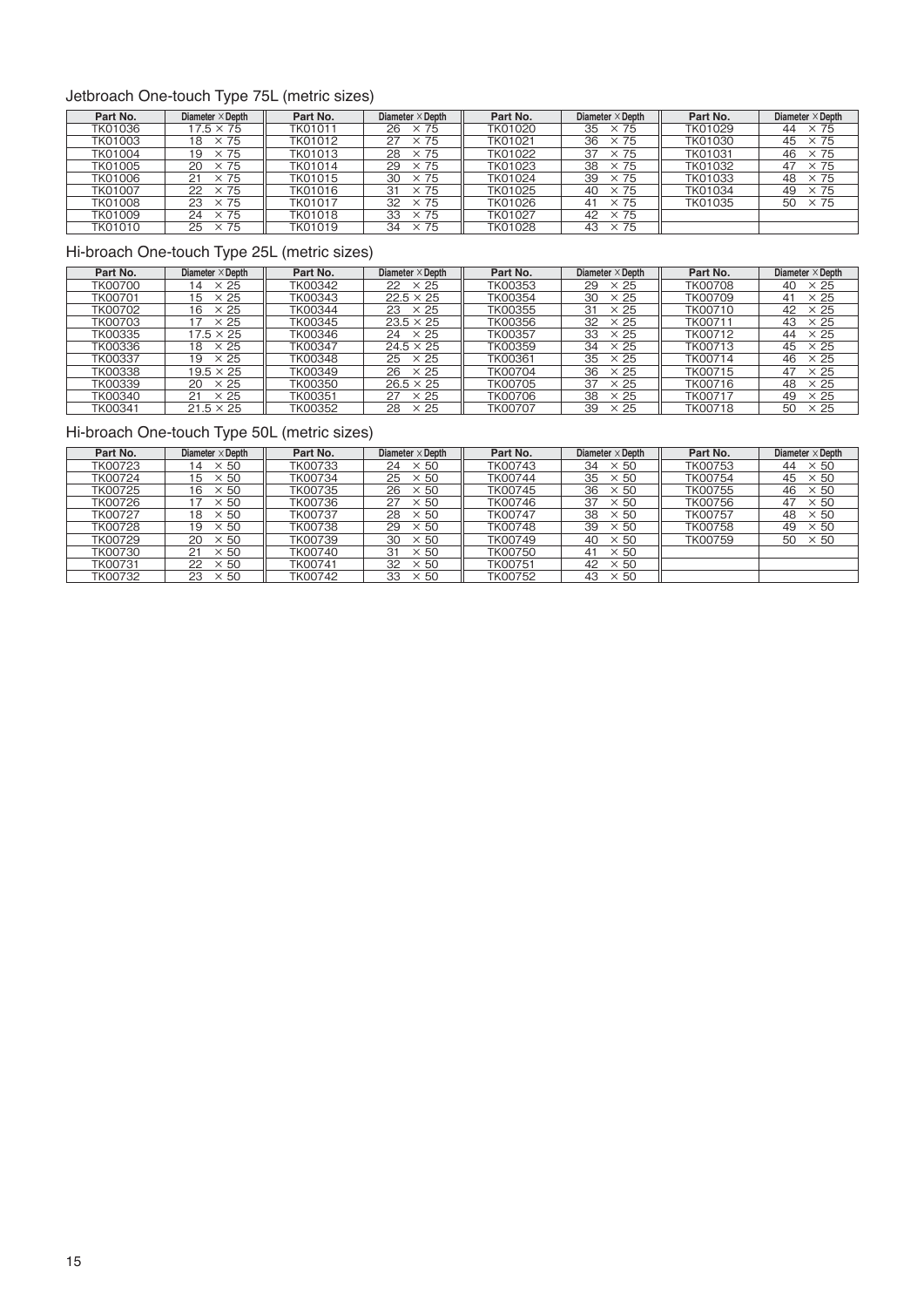## Jetbroach One-touch Type 75L (metric sizes)

| Part No. | Diameter × Depth | Part No. | Diameter × Depth | Part No. | Diameter × Depth | Part No. | Diameter × Depth |
|---|---|---|---|---|---|---|---|
| TK01036 | 17.5 × 75 | TK01011 | 26 × 75 | TK01020 | 35 × 75 | TK01029 | 44 × 75 |
| TK01003 | 18 × 75 | TK01012 | 27 × 75 | TK01021 | 36 × 75 | TK01030 | 45 × 75 |
| TK01004 | 19 × 75 | TK01013 | 28 × 75 | TK01022 | 37 × 75 | TK01031 | 46 × 75 |
| TK01005 | 20 × 75 | TK01014 | 29 × 75 | TK01023 | 38 × 75 | TK01032 | 47 × 75 |
| TK01006 | 21 × 75 | TK01015 | 30 × 75 | TK01024 | 39 × 75 | TK01033 | 48 × 75 |
| TK01007 | 22 × 75 | TK01016 | 31 × 75 | TK01025 | 40 × 75 | TK01034 | 49 × 75 |
| TK01008 | 23 × 75 | TK01017 | 32 × 75 | TK01026 | 41 × 75 | TK01035 | 50 × 75 |
| TK01009 | 24 × 75 | TK01018 | 33 × 75 | TK01027 | 42 × 75 | | |
| TK01010 | 25 × 75 | TK01019 | 34 × 75 | TK01028 | 43 × 75 | | |

## Hi-broach One-touch Type 25L (metric sizes)

| Part No. | Diameter × Depth | Part No. | Diameter × Depth | Part No. | Diameter × Depth | Part No. | Diameter × Depth |
|---|---|---|---|---|---|---|---|
| TK00700 | 14 × 25 | TK00342 | 22 × 25 | TK00353 | 29 × 25 | TK00708 | 40 × 25 |
| TK00701 | 15 × 25 | TK00343 | 22.5 × 25 | TK00354 | 30 × 25 | TK00709 | 41 × 25 |
| TK00702 | 16 × 25 | TK00344 | 23 × 25 | TK00355 | 31 × 25 | TK00710 | 42 × 25 |
| TK00703 | 17 × 25 | TK00345 | 23.5 × 25 | TK00356 | 32 × 25 | TK00711 | 43 × 25 |
| TK00335 | 17.5 × 25 | TK00346 | 24 × 25 | TK00357 | 33 × 25 | TK00712 | 44 × 25 |
| TK00336 | 18 × 25 | TK00347 | 24.5 × 25 | TK00359 | 34 × 25 | TK00713 | 45 × 25 |
| TK00337 | 19 × 25 | TK00348 | 25 × 25 | TK00361 | 35 × 25 | TK00714 | 46 × 25 |
| TK00338 | 19.5 × 25 | TK00349 | 26 × 25 | TK00704 | 36 × 25 | TK00715 | 47 × 25 |
| TK00339 | 20 × 25 | TK00350 | 26.5 × 25 | TK00705 | 37 × 25 | TK00716 | 48 × 25 |
| TK00340 | 21 × 25 | TK00351 | 27 × 25 | TK00706 | 38 × 25 | TK00717 | 49 × 25 |
| TK00341 | 21.5 × 25 | TK00352 | 28 × 25 | TK00707 | 39 × 25 | TK00718 | 50 × 25 |

## Hi-broach One-touch Type 50L (metric sizes)

| Part No. | Diameter × Depth | Part No. | Diameter × Depth | Part No. | Diameter × Depth | Part No. | Diameter × Depth |
|---|---|---|---|---|---|---|---|
| TK00723 | 14 × 50 | TK00733 | 24 × 50 | TK00743 | 34 × 50 | TK00753 | 44 × 50 |
| TK00724 | 15 × 50 | TK00734 | 25 × 50 | TK00744 | 35 × 50 | TK00754 | 45 × 50 |
| TK00725 | 16 × 50 | TK00735 | 26 × 50 | TK00745 | 36 × 50 | TK00755 | 46 × 50 |
| TK00726 | 17 × 50 | TK00736 | 27 × 50 | TK00746 | 37 × 50 | TK00756 | 47 × 50 |
| TK00727 | 18 × 50 | TK00737 | 28 × 50 | TK00747 | 38 × 50 | TK00757 | 48 × 50 |
| TK00728 | 19 × 50 | TK00738 | 29 × 50 | TK00748 | 39 × 50 | TK00758 | 49 × 50 |
| TK00729 | 20 × 50 | TK00739 | 30 × 50 | TK00749 | 40 × 50 | TK00759 | 50 × 50 |
| TK00730 | 21 × 50 | TK00740 | 31 × 50 | TK00750 | 41 × 50 | | |
| TK00731 | 22 × 50 | TK00741 | 32 × 50 | TK00751 | 42 × 50 | | |
| TK00732 | 23 × 50 | TK00742 | 33 × 50 | TK00752 | 43 × 50 | | |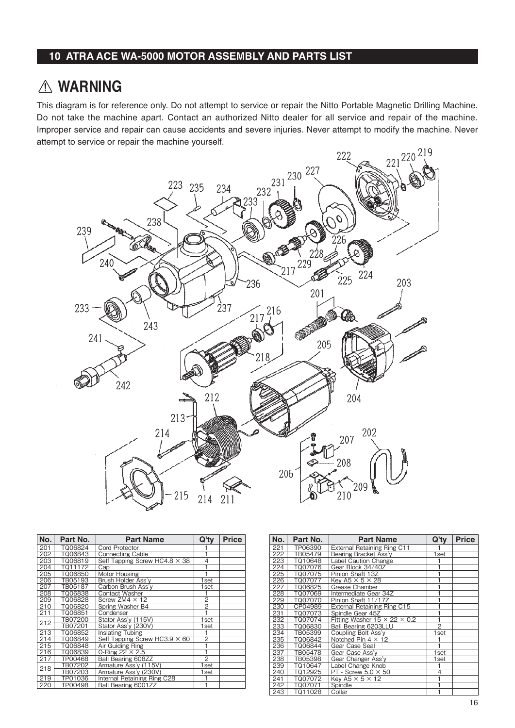## 10 ATRA ACE WA-5000 MOTOR ASSEMBLY AND PARTS LIST

# ⚠ WARNING

This diagram is for reference only. Do not attempt to service or repair the Nitto Portable Magnetic Drilling Machine. Do not take the machine apart. Contact an authorized Nitto dealer for all service and repair of the machine. Improper service and repair can cause accidents and severe injuries. Never attempt to modify the machine. Never attempt to service or repair the machine yourself.

| No. | Part No. | Part Name | Q'ty | Price |
|---|---|---|---|---|
| 201 | TQ06824 | Cord Protector | 1 | |
| 202 | TQ06843 | Connecting Cable | 1 | |
| 203 | TQ06819 | Self Tapping Screw HC4.8 × 38 | 4 | |
| 204 | TQ11172 | Cap | 1 | |
| 205 | TQ06850 | Motor Housing | 1 | |
| 206 | TB05193 | Brush Holder Ass'y | 1set | |
| 207 | TB05187 | Carbon Brush Ass'y | 1set | |
| 208 | TQ06838 | Contact Washer | 1 | |
| 209 | TQ06828 | Screw ZM4 × 12 | 2 | |
| 210 | TQ06820 | Spring Washer B4 | 2 | |
| 211 | TQ06851 | Condenser | 1 | |
| 212 | TB07200 | Stator Ass'y (115V) | 1set | |
| | TB07201 | Stator Ass'y (230V) | 1set | |
| 213 | TQ06852 | Inslating Tubing | 1 | |
| 214 | TQ06849 | Self Tapping Screw HC3.9 × 60 | 2 | |
| 215 | TQ06848 | Air Guiding Ring | 1 | |
| 216 | TQ06839 | O-Ring 22 × 2.5 | 1 | |
| 217 | TP00468 | Ball Bearing 608ZZ | 2 | |
| 218 | TB07202 | Armature Ass'y (115V) | 1set | |
| | TB07203 | Armature Ass'y (230V) | 1set | |
| 219 | TP01036 | Internal Retaining Ring C28 | 1 | |
| 220 | TP00498 | Ball Bearing 6001ZZ | 1 | |

| No. | Part No. | Part Name | Q'ty | Price |
|---|---|---|---|---|
| 221 | TP06390 | External Retaining Ring C11 | 1 | |
| 222 | TB05479 | Bearing Bracket Ass'y | 1set | |
| 223 | TQ10648 | Label Caution Change | 1 | |
| 224 | TQ07076 | Gear Block 34/40Z | 1 | |
| 225 | TQ07075 | Pinion Shaft 13Z | 1 | |
| 226 | TQ07077 | Key A5 × 5 × 28 | 1 | |
| 227 | TQ06825 | Grease Chamber | 1 | |
| 228 | TQ07069 | Intermediate Gear 34Z | 1 | |
| 229 | TQ07070 | Pinion Shaft 11/17Z | 1 | |
| 230 | CP04989 | External Retaining Ring C15 | 1 | |
| 231 | TQ07073 | Spindle Gear 45Z | 1 | |
| 232 | TQ07074 | Fitting Washer 15 × 22 × 0.2 | 1 | |
| 233 | TQ06830 | Ball Bearing 6203LLU | 2 | |
| 234 | TB05399 | Coupling Bolt Ass'y | 1set | |
| 235 | TQ06842 | Notched Pin 4 × 12 | 1 | |
| 236 | TQ06844 | Gear Case Seal | 1 | |
| 237 | TB05478 | Gear Case Ass'y | 1set | |
| 238 | TB05398 | Gear Changer Ass'y | 1set | |
| 239 | TQ10647 | Label Change Knob | 1 | |
| 240 | TQ12925 | PT - Screw 5.0 × 50 | 4 | |
| 241 | TQ07072 | Key A5 × 5 × 12 | 1 | |
| 242 | TQ07071 | Spindle | 1 | |
| 243 | TQ11028 | Collar | 1 | |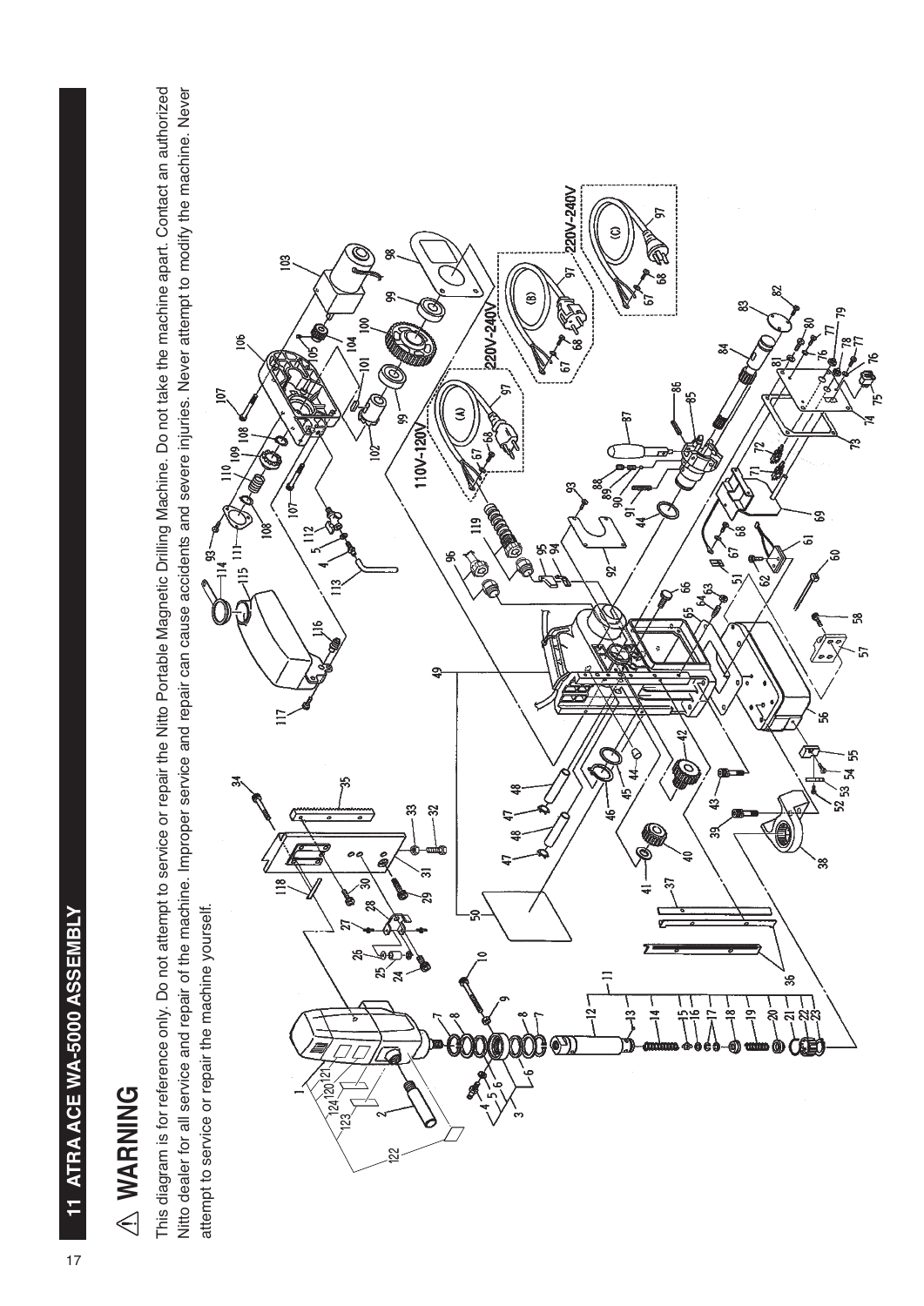# 11 ATRA ACE WA-5000 ASSEMBLY

## ⚠ WARNING

This diagram is for reference only. Do not attempt to service or repair the Nitto Portable Magnetic Drilling Machine. Do not take the machine apart. Contact an authorized Nitto dealer for all service and repair of the machine. Improper service and repair can cause accidents and severe injuries. Never attempt to modify the machine. Never attempt to service or repair the machine yourself.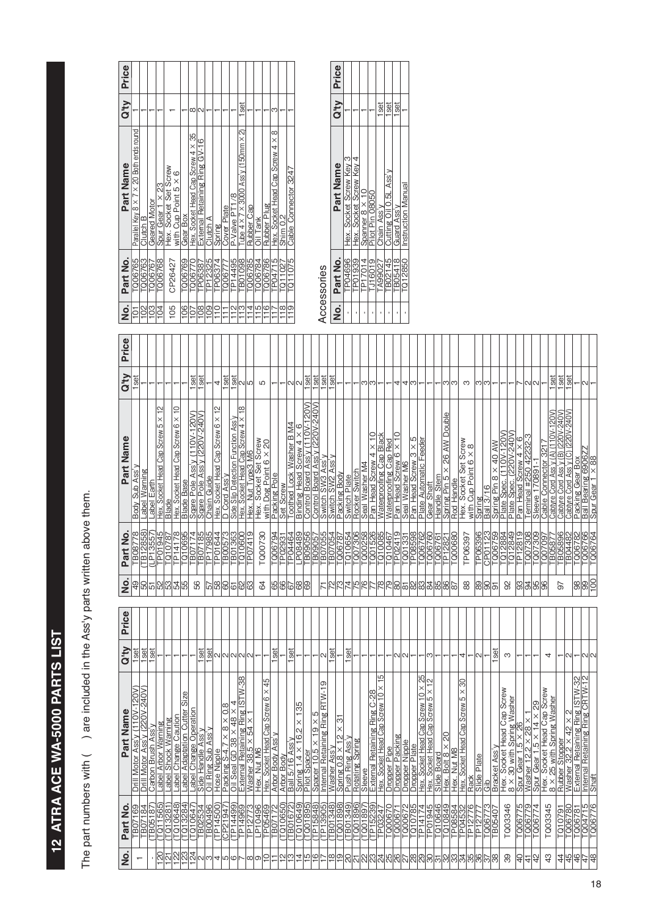# 12 ATRA ACE WA-5000 PARTS LIST

The part numbers with ( ) are included in the Ass'y parts written above them.

| No. | Part No. | Part Name | Q'ty | Price |
|---|---|---|---|---|
| 1 | TB07169 | Drill Motor Ass'y (110V-120V) | 1set | |
| | TB07184 | Drill Motor Ass'y (220V-240V) | 1set | |
| - | (TB05187) | Carbon Brush Ass'y | 1set | |
| 120 | (TQ11565) | Label Arbor Warning | 1 | |
| 121 | (TQ13281) | Label Shock Warning | 1 | |
| 122 | (TQ10648) | Label Change Caution | 1 | |
| 123 | (TQ13284) | Label Adaptation Cutter Size | 1 | |
| 124 | (TQ10647) | Label Change Operation | 1 | |
| 2 | TB02534 | Side Handle Ass'y | 1set | |
| 3 | TB00496 | Oil Ring Sub Ass'y | 1set | |
| 4 | (TP14500) | Hose Nipple | 2 | |
| 5 | (CP21947) | Packing S-4.7 × 8 × 0.8 | 2 | |
| 6 | (TP14499) | Oil Seal GD 38 × 48 × 4 | 2 | |
| 7 | TP14969 | External Retaining Ring ISTW-38 | 2 | |
| 8 | TP12773 | Washer 38.5 × 54 × 1 | 2 | |
| 9 | LP10496 | Hex. Nut M6 | 1 | |
| 10 | TP05469 | Hex. Socket Head Cap Screw 6 × 45 | 1 | |
| 11 | TB07172 | Arbor Body Ass'y | 1set | |
| 12 | (TQ10650) | Arbor Body | 1 | |
| 13 | (TB01632) | Ball 5/16 Ass'y | 1set | |
| 14 | (TQ10649) | Spring 1.4 × 16.2 × 135 | 1 | |
| 15 | (TQ01895) | Pilot Spacer | 1 | |
| 16 | (TP15848) | Spacer 10.5 × 19 × 5 | 1 | |
| 17 | (TP13905) | Internal Retaining Ring RTW-19 | 2 | |
| 18 | (TB01348) | Washer Ass'y | 1set | |
| 19 | (TQ01898) | Spring 0.8 × 12 × 31 | 1 | |
| 20 | (TB01349) | Push Ring Ass'y | 1set | |
| 21 | (TQ01896) | Rotating Spring | 1 | |
| 22 | (TQ01897) | Sleeve | 1 | |
| 23 | (TP15239) | External Retaining Ring C-28 | 1 | |
| 24 | TP03247 | Hex. Socket Head Cap Screw 10 × 15 | 1 | |
| 25 | TQ00670 | Dropper Pipe | 1 | |
| 26 | TQ00671 | Dropper Packing | 2 | |
| 27 | TQ00672 | Dropper Nipple | 2 | |
| 28 | TQ10785 | Dropper Plate | 1 | |
| 29 | TP14174 | Hex. Socket Head Cap Screw 10 × 25 | 1 | |
| 30 | TP01945 | Hex. Socket Head Cap Screw 5 × 12 | 3 | |
| 31 | TQ10646 | Slide Board | 1 | |
| 32 | TQ10849 | Hex. Bolt 8 × 20 | 1 | |
| 33 | TP08584 | Hex. Nut M8 | 1 | |
| 34 | TP04532 | Hex. Socket Head Cap Screw 5 × 30 | 4 | |
| 35 | TP12777 | Rack | 1 | |
| 36 | TP12779 | Slide Plate | 2 | |
| 37 | TQ06773 | Gib | 1 | |
| 38 | TB05407 | Bracket Ass'y | 1set | |
| 39 | TQ03346 | Hex. Socket Head Cap Screw 8 × 30 with Spring Washer | 3 | |
| 40 | TQ06775 | Spur Gear 1.5 × 26 | 1 | |
| 41 | TQ06779 | Washer 12.2 × 28 × 1 | 1 | |
| 42 | TQ06774 | Spur Gear 1.5 × 14 × 29 | 1 | |
| 43 | TQ03345 | Hex. Socket Head Cap Screw 8 × 25 with Spring Washer | 4 | |
| 44 | TQ10791 | Rubber Stopper | 1 | |
| 45 | TQ06780 | Washer 32.2 × 42 × 2 | 2 | |
| 46 | TQ06781 | External Retaining Ring ISTW-32 | 1 | |
| 47 | TQ04715 | Internal Retaining Ring CRTW-12 | 2 | |
| 48 | TQ06776 | Shaft | 2 | |
| 49 | TB08778 | Body Sub Ass'y | 1set | |
| 50 | (TB12858) | Label Warning | 1 | |
| 51 | (LP13557) | Label Earth | 1 | |
| 52 | TP01945 | Hex. Socket Head Cap Screw 5 × 12 | 1 | |
| 53 | TQ10787 | Blade | 1 | |
| 54 | TP14178 | Hex. Socket Head Cap Screw 6 × 10 | 1 | |
| 55 | TQ10695 | Blade Base | 1 | |
| 56 | TB07174 | Spare Pole Ass'y (110V-120V) | 1set | |
| | TB07185 | Spare Pole Ass'y (220V-240V) | 1set | |
| 57 | TP17985 | Chain Guide | 1 | |
| 58 | TP01644 | Hex. Socket Head Cap Screw 6 × 12 | 4 | |
| 60 | TB00573 | D Cord Ass'y | 1set | |
| 61 | TB01363 | Side Slip Detection Function Ass'y | 1set | |
| 62 | TQ10600 | Hex. Socket Head Cap Screw 4 × 18 | 2 | |
| 63 | TP07419 | Hex. Nut Type3 M6 | 5 | |
| 64 | TQ00730 | Hex. Socket Set Screw with Dog Point 6 × 20 | 5 | |
| 65 | TQ06794 | Packing Pole | 1 | |
| 66 | TP02931 | Set Screw | 1 | |
| 67 | TP06464 | Toothed Lock Washer B M4 | 2 | |
| 68 | LP04489 | Binding Head Screw 4 × 6 | 2 | |
| 69 | TB09056 | Control Board Ass'y (110V-120V) | 1set | |
| | TB09057 | Control Board Ass'y (220V-240V) | 1set | |
| 71 | TB07055 | Switch SW3 Ass'y | 1set | |
| 72 | TB07054 | Switch SW2 Ass'y | 1set | |
| 73 | TQ06787 | Packing Body | 1 | |
| 74 | TQ10654 | Switch Plate | 1 | |
| 75 | TQ07306 | Rocker Switch | 1 | |
| 76 | TQ00258 | Seal Washer M4 | 3 | |
| 77 | TQ01526 | Pan Head Screw 4 × 10 | 3 | |
| 78 | TQ10085 | Waterproofing Cap Black | 1 | |
| 79 | TQ10467 | Waterproofing Cap Red | 1 | |
| 80 | TP02419 | Pan Head Screw 6 × 10 | 4 | |
| 81 | TQ01331 | Seal Washer M6 | 4 | |
| 82 | TP08598 | Pan Head Screw 3 × 5 | 3 | |
| 83 | TQ06762 | Plate Automatic Feeder | 1 | |
| 84 | TQ06760 | Gear Shaft | 1 | |
| 85 | TQ06761 | Handle Stem | 1 | |
| 86 | TP12821 | Spring Pin 5 × 26 AW Double | 3 | |
| 87 | TQ00680 | Rod Handle | 3 | |
| 88 | TP06397 | Hex. Socket Set Screw with Cup Point 6 × 8 | 3 | |
| 89 | TP06396 | Spring | 3 | |
| 90 | CP01123 | Ball 3/16 | 3 | |
| 91 | TQ06759 | Spring Pin 8 × 40 AW | 1 | |
| 92 | TQ12884 | Plate Spec. (110V-120V) | 1 | |
| | TQ12849 | Plate Spec. (220V-240V) | 1 | |
| 93 | TP12819 | Pan Head Screw 4 × 6 | 7 | |
| 94 | TQ07308 | Terminal #250 42232-3 | 2 | |
| 95 | TQ07309 | Sleeve 170891-1 | 2 | |
| 96 | TQ07097 | Cable Connector 3217 | 1 | |
| 97 | TB05877 | Cabtyre Cord Ass'y (A) (110V-120V) | 1set | |
| | TB05896 | Cabtyre Cord Ass'y (B) (220V-240V) | 1set | |
| | TB04482 | Cabtyre Cord Ass'y (C) (220V-240V) | 1set | |
| 98 | TQ06782 | Packing Gear Box | 1 | |
| 99 | TQ06766 | Ball Bearing 6906ZZ | 2 | |
| 100 | TQ06764 | Spur Gear 1 × 88 | 1 | |
| 101 | TQ06765 | Parallel Key 8 × 7 × 20 Both ends round | 1 | |
| 102 | TQ06763 | Clutch B | 1 | |
| 103 | TQ06767 | Geared Motor | 1 | |
| 104 | TQ06768 | Spur Gear 1 × 23 | 1 | |
| 105 | CP26427 | Hex. Socket Set Screw with Cup Point 5 × 6 | 1 | |
| 106 | TQ06769 | Gear Box | 1 | |
| 107 | TQ06770 | Hex. Socket Head Cap Screw 4 × 35 | 8 | |
| 108 | TP06387 | External Retaining Ring GV-16 | 2 | |
| 109 | TP12325 | Clutch A | 1 | |
| 110 | TP06374 | Spring | 1 | |
| 111 | TQ06777 | Cover Plate | 1 | |
| 112 | TP14495 | P-Valve PT1/8 | 1 | |
| 113 | TB01098 | Tube 4 × 7 × 3000 Ass'y (150mm × 2) | 1set | |
| 114 | TQ06785 | Rubber Cap | 1 | |
| 115 | TQ06784 | Oil Tank | 1 | |
| 116 | TQ06786 | Rubber Plug | 1 | |
| 117 | TP04715 | Hex. Socket Head Cap Screw 4 × 8 | 3 | |
| 118 | TQ11027 | Shim 0.2 | 1 | |
| 119 | TQ11075 | Cable Connector 3247 | 1 | |

## Accessories

| No. | Part No. | Part Name | Q'ty | Price |
|---|---|---|---|---|
| - | TP04696 | Hex. Socket Screw Key 3 | 1 | |
| - | TP01939 | Hex. Socket Screw Key 4 | 1 | |
| - | TP17014 | Spanner 8 × 10 | 1 | |
| - | TJ16019 | Pilot Pin 08050 | 1 | |
| - | TA99027 | Chain Ass'y | 1set | |
| - | TB02145 | Cutting Oil 0.5L Ass'y | 1set | |
| - | TB05418 | Guard Ass'y | 1set | |
| - | TQ12850 | Instruction Manual | 1 | |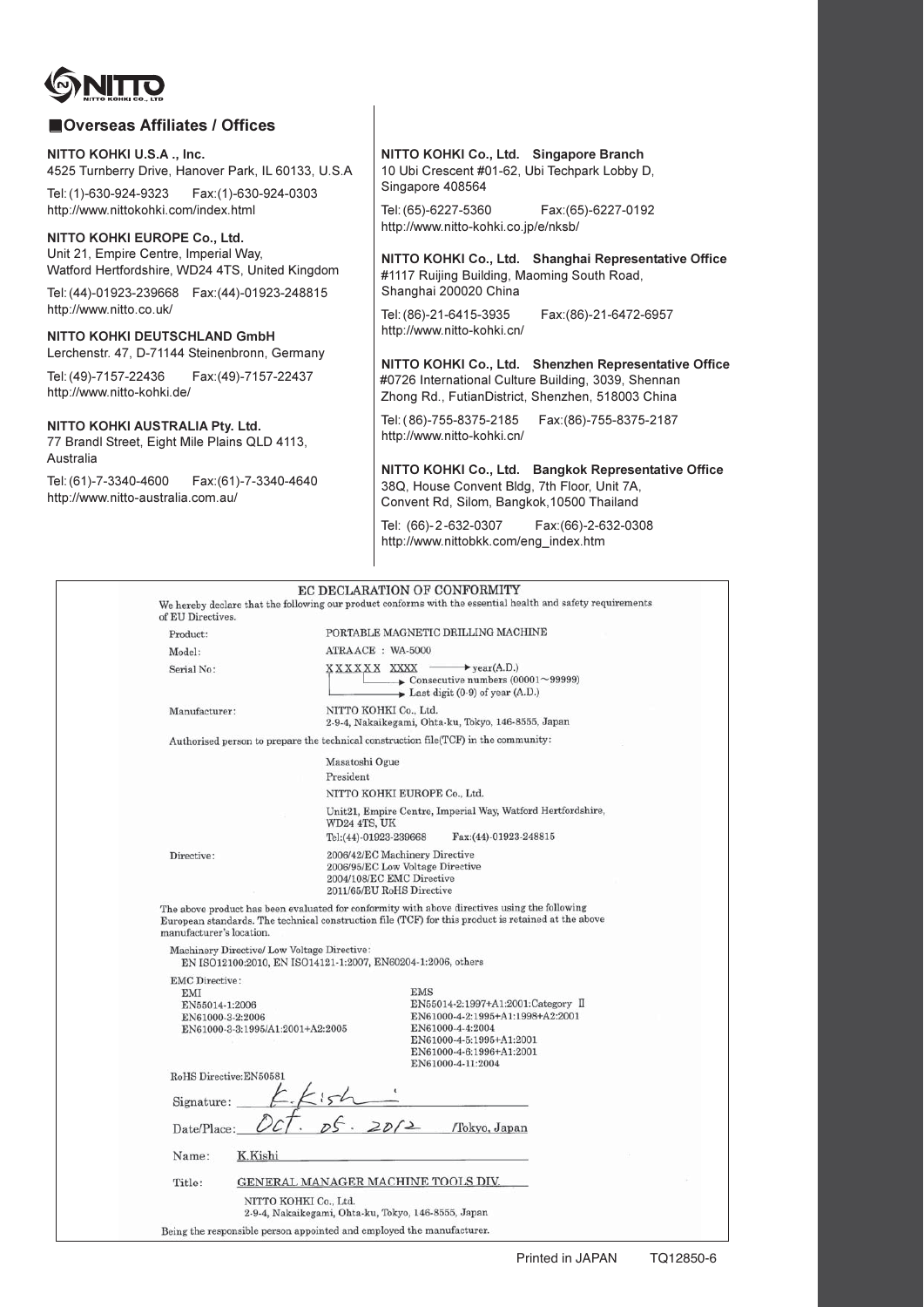## ■Overseas Affiliates / Offices

**NITTO KOHKI U.S.A ., Inc.**
4525 Turnberry Drive, Hanover Park, IL 60133, U.S.A
Tel: (1)-630-924-9323 Fax:(1)-630-924-0303
http://www.nittokohki.com/index.html

**NITTO KOHKI EUROPE Co., Ltd.**
Unit 21, Empire Centre, Imperial Way,
Watford Hertfordshire, WD24 4TS, United Kingdom
Tel: (44)-01923-239668 Fax:(44)-01923-248815
http://www.nitto.co.uk/

**NITTO KOHKI DEUTSCHLAND GmbH**
Lerchenstr. 47, D-71144 Steinenbronn, Germany
Tel: (49)-7157-22436 Fax:(49)-7157-22437
http://www.nitto-kohki.de/

**NITTO KOHKI AUSTRALIA Pty. Ltd.**
77 Brandl Street, Eight Mile Plains QLD 4113, Australia
Tel: (61)-7-3340-4600 Fax:(61)-7-3340-4640
http://www.nitto-australia.com.au/

**NITTO KOHKI Co., Ltd. Singapore Branch**
10 Ubi Crescent #01-62, Ubi Techpark Lobby D,
Singapore 408564
Tel: (65)-6227-5360 Fax:(65)-6227-0192
http://www.nitto-kohki.co.jp/e/nksb/

**NITTO KOHKI Co., Ltd. Shanghai Representative Office**
#1117 Ruijing Building, Maoming South Road,
Shanghai 200020 China
Tel: (86)-21-6415-3935 Fax:(86)-21-6472-6957
http://www.nitto-kohki.cn/

**NITTO KOHKI Co., Ltd. Shenzhen Representative Office**
#0726 International Culture Building, 3039, Shennan Zhong Rd., FutianDistrict, Shenzhen, 518003 China
Tel: (86)-755-8375-2185 Fax:(86)-755-8375-2187
http://www.nitto-kohki.cn/

**NITTO KOHKI Co., Ltd. Bangkok Representative Office**
38Q, House Convent Bldg, 7th Floor, Unit 7A,
Convent Rd, Silom, Bangkok,10500 Thailand
Tel: (66)-2-632-0307 Fax:(66)-2-632-0308
http://www.nittobkk.com/eng_index.htm

### EC DECLARATION OF CONFORMITY

We hereby declare that the following our product conforms with the essential health and safety requirements of EU Directives.

| | |
|---|---|
| Product: | PORTABLE MAGNETIC DRILLING MACHINE |
| Model: | ATRA ACE : WA-5000 |
| Serial No: | XXXXXX XXXX → year(A.D.)<br>→ Consecutive numbers (00001～99999)<br>→ Last digit (0-9) of year (A.D.) |
| Manufacturer: | NITTO KOHKI Co., Ltd.<br>2-9-4, Nakaikegami, Ohta-ku, Tokyo, 146-8555, Japan |

Authorised person to prepare the technical construction file(TCF) in the community:

Masatoshi Ogue
President
NITTO KOHKI EUROPE Co., Ltd.
Unit21, Empire Centre, Imperial Way, Watford Hertfordshire, WD24 4TS, UK
Tel:(44)-01923-239668 Fax:(44)-01923-248815

Directive:
2006/42/EC Machinery Directive
2006/95/EC Low Voltage Directive
2004/108/EC EMC Directive
2011/65/EU RoHS Directive

The above product has been evaluated for conformity with above directives using the following European standards. The technical construction file (TCF) for this product is retained at the above manufacturer's location.

Machinery Directive/ Low Voltage Directive:
EN ISO12100:2010, EN ISO14121-1:2007, EN60204-1:2006, others

EMC Directive:

| EMI | EMS |
|---|---|
| EN55014-1:2006<br>EN61000-3-2:2006<br>EN61000-3-3:1995/A1:2001+A2:2005 | EN55014-2:1997+A1:2001:Category Ⅱ<br>EN61000-4-2:1995+A1:1998+A2:2001<br>EN61000-4-4:2004<br>EN61000-4-5:1995+A1:2001<br>EN61000-4-6:1996+A1:2001<br>EN61000-4-11:2004 |

RoHS Directive:EN50581

Signature: K.Kishi

Date/Place: Oct. 05. 2012 /Tokyo, Japan

Name: K.Kishi

Title: GENERAL MANAGER MACHINE TOOLS DIV.

NITTO KOHKI Co., Ltd.
2-9-4, Nakaikegami, Ohta-ku, Tokyo, 146-8555, Japan

Being the responsible person appointed and employed the manufacturer.

Printed in JAPAN TQ12850-6